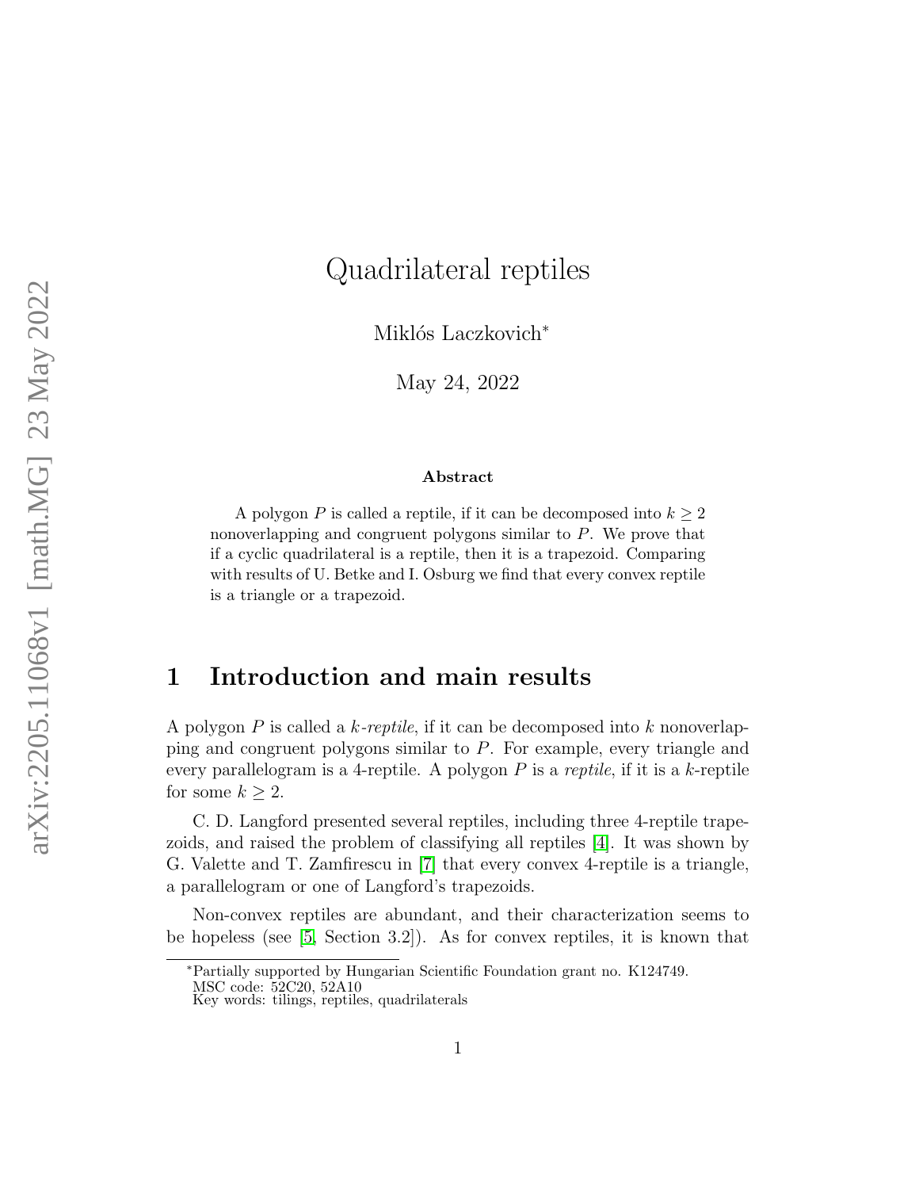# Quadrilateral reptiles

Miklós Laczkovich*

May 24, 2022

**Abstract**

A polygon $P$ is called a reptile, if it can be decomposed into $k \geq 2$ nonoverlapping and congruent polygons similar to $P$. We prove that if a cyclic quadrilateral is a reptile, then it is a trapezoid. Comparing with results of U. Betke and I. Osburg we find that every convex reptile is a triangle or a trapezoid.

## 1 Introduction and main results

A polygon $P$ is called a *$k$-reptile*, if it can be decomposed into $k$ nonoverlapping and congruent polygons similar to $P$. For example, every triangle and every parallelogram is a 4-reptile. A polygon $P$ is a *reptile*, if it is a $k$-reptile for some $k \geq 2$.

C. D. Langford presented several reptiles, including three 4-reptile trapezoids, and raised the problem of classifying all reptiles [4]. It was shown by G. Valette and T. Zamfirescu in [7] that every convex 4-reptile is a triangle, a parallelogram or one of Langford's trapezoids.

Non-convex reptiles are abundant, and their characterization seems to be hopeless (see [5, Section 3.2]). As for convex reptiles, it is known that

---

*Partially supported by Hungarian Scientific Foundation grant no. K124749.
MSC code: 52C20, 52A10
Key words: tilings, reptiles, quadrilaterals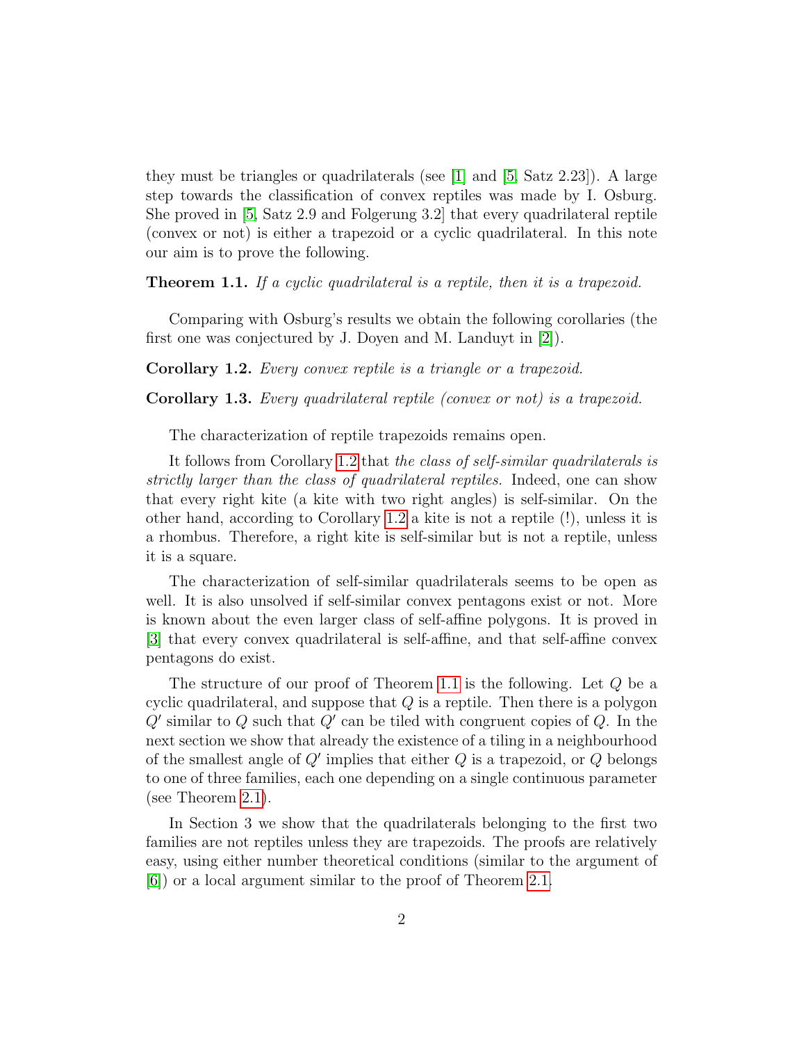they must be triangles or quadrilaterals (see [1] and [5, Satz 2.23]). A large step towards the classification of convex reptiles was made by I. Osburg. She proved in [5, Satz 2.9 and Folgerung 3.2] that every quadrilateral reptile (convex or not) is either a trapezoid or a cyclic quadrilateral. In this note our aim is to prove the following.

**Theorem 1.1.** *If a cyclic quadrilateral is a reptile, then it is a trapezoid.*

Comparing with Osburg's results we obtain the following corollaries (the first one was conjectured by J. Doyen and M. Landuyt in [2]).

**Corollary 1.2.** *Every convex reptile is a triangle or a trapezoid.*

**Corollary 1.3.** *Every quadrilateral reptile (convex or not) is a trapezoid.*

The characterization of reptile trapezoids remains open.

It follows from Corollary 1.2 that *the class of self-similar quadrilaterals is strictly larger than the class of quadrilateral reptiles.* Indeed, one can show that every right kite (a kite with two right angles) is self-similar. On the other hand, according to Corollary 1.2 a kite is not a reptile (!), unless it is a rhombus. Therefore, a right kite is self-similar but is not a reptile, unless it is a square.

The characterization of self-similar quadrilaterals seems to be open as well. It is also unsolved if self-similar convex pentagons exist or not. More is known about the even larger class of self-affine polygons. It is proved in [3] that every convex quadrilateral is self-affine, and that self-affine convex pentagons do exist.

The structure of our proof of Theorem 1.1 is the following. Let $Q$ be a cyclic quadrilateral, and suppose that $Q$ is a reptile. Then there is a polygon $Q'$ similar to $Q$ such that $Q'$ can be tiled with congruent copies of $Q$. In the next section we show that already the existence of a tiling in a neighbourhood of the smallest angle of $Q'$ implies that either $Q$ is a trapezoid, or $Q$ belongs to one of three families, each one depending on a single continuous parameter (see Theorem 2.1).

In Section 3 we show that the quadrilaterals belonging to the first two families are not reptiles unless they are trapezoids. The proofs are relatively easy, using either number theoretical conditions (similar to the argument of [6]) or a local argument similar to the proof of Theorem 2.1.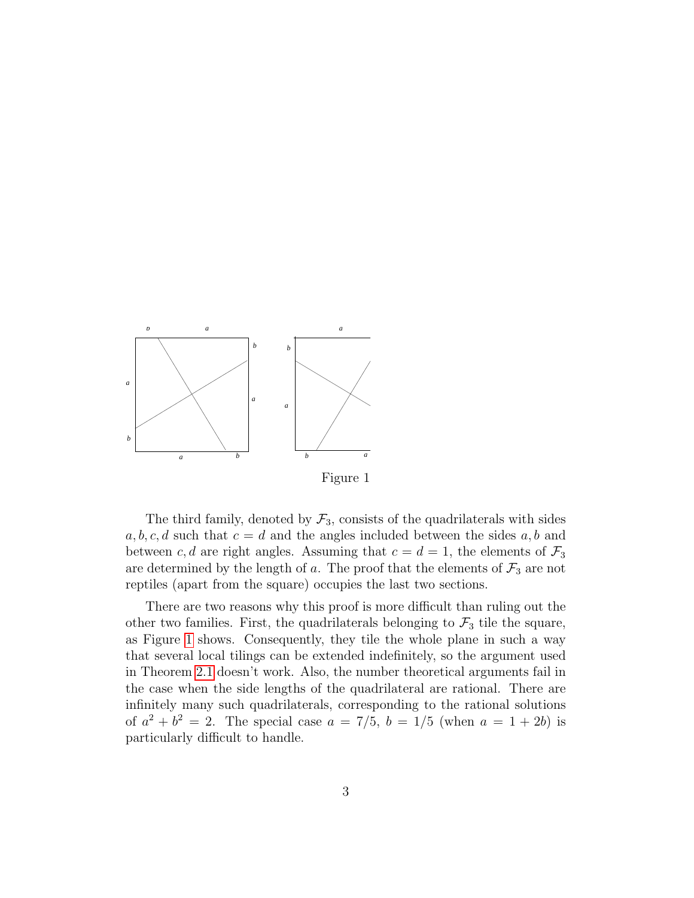Figure 1

The third family, denoted by $\mathcal{F}_3$, consists of the quadrilaterals with sides $a, b, c, d$ such that $c = d$ and the angles included between the sides $a, b$ and between $c, d$ are right angles. Assuming that $c = d = 1$, the elements of $\mathcal{F}_3$ are determined by the length of $a$. The proof that the elements of $\mathcal{F}_3$ are not reptiles (apart from the square) occupies the last two sections.

There are two reasons why this proof is more difficult than ruling out the other two families. First, the quadrilaterals belonging to $\mathcal{F}_3$ tile the square, as Figure 1 shows. Consequently, they tile the whole plane in such a way that several local tilings can be extended indefinitely, so the argument used in Theorem 2.1 doesn't work. Also, the number theoretical arguments fail in the case when the side lengths of the quadrilateral are rational. There are infinitely many such quadrilaterals, corresponding to the rational solutions of $a^2 + b^2 = 2$. The special case $a = 7/5$, $b = 1/5$ (when $a = 1 + 2b$) is particularly difficult to handle.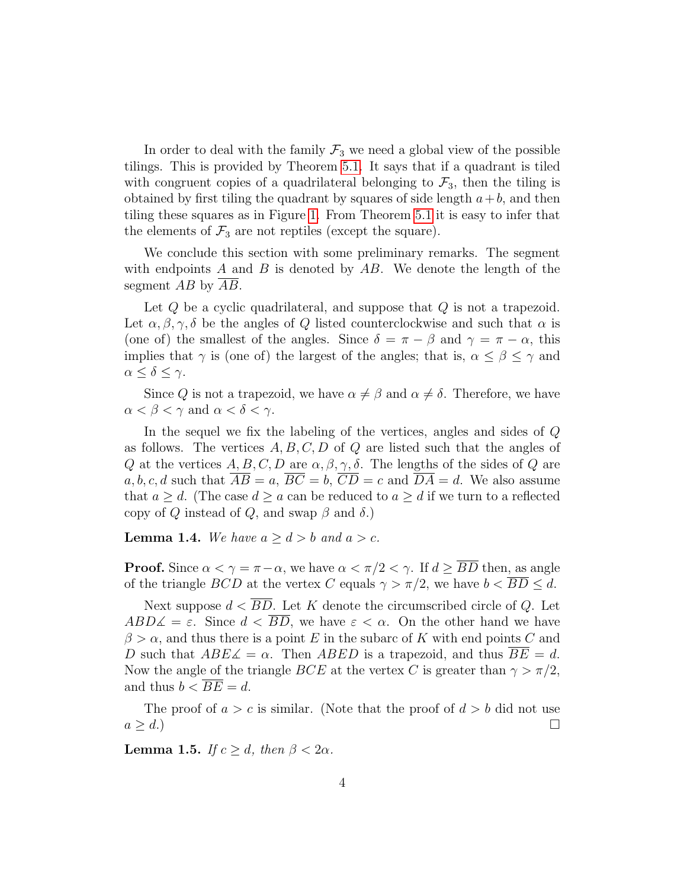In order to deal with the family $\mathcal{F}_3$ we need a global view of the possible tilings. This is provided by Theorem 5.1. It says that if a quadrant is tiled with congruent copies of a quadrilateral belonging to $\mathcal{F}_3$, then the tiling is obtained by first tiling the quadrant by squares of side length $a+b$, and then tiling these squares as in Figure 1. From Theorem 5.1 it is easy to infer that the elements of $\mathcal{F}_3$ are not reptiles (except the square).

We conclude this section with some preliminary remarks. The segment with endpoints $A$ and $B$ is denoted by $AB$. We denote the length of the segment $AB$ by $\overline{AB}$.

Let $Q$ be a cyclic quadrilateral, and suppose that $Q$ is not a trapezoid. Let $\alpha, \beta, \gamma, \delta$ be the angles of $Q$ listed counterclockwise and such that $\alpha$ is (one of) the smallest of the angles. Since $\delta = \pi - \beta$ and $\gamma = \pi - \alpha$, this implies that $\gamma$ is (one of) the largest of the angles; that is, $\alpha \le \beta \le \gamma$ and $\alpha \le \delta \le \gamma$.

Since $Q$ is not a trapezoid, we have $\alpha \neq \beta$ and $\alpha \neq \delta$. Therefore, we have $\alpha < \beta < \gamma$ and $\alpha < \delta < \gamma$.

In the sequel we fix the labeling of the vertices, angles and sides of $Q$ as follows. The vertices $A, B, C, D$ of $Q$ are listed such that the angles of $Q$ at the vertices $A, B, C, D$ are $\alpha, \beta, \gamma, \delta$. The lengths of the sides of $Q$ are $a, b, c, d$ such that $\overline{AB} = a$, $\overline{BC} = b$, $\overline{CD} = c$ and $\overline{DA} = d$. We also assume that $a \ge d$. (The case $d \ge a$ can be reduced to $a \ge d$ if we turn to a reflected copy of $Q$ instead of $Q$, and swap $\beta$ and $\delta$.)

**Lemma 1.4.** *We have $a \ge d > b$ and $a > c$.*

**Proof.** Since $\alpha < \gamma = \pi - \alpha$, we have $\alpha < \pi/2 < \gamma$. If $d \ge \overline{BD}$ then, as angle of the triangle $BCD$ at the vertex $C$ equals $\gamma > \pi/2$, we have $b < \overline{BD} \le d$.

Next suppose $d < \overline{BD}$. Let $K$ denote the circumscribed circle of $Q$. Let $ABD\measuredangle = \varepsilon$. Since $d < \overline{BD}$, we have $\varepsilon < \alpha$. On the other hand we have $\beta > \alpha$, and thus there is a point $E$ in the subarc of $K$ with end points $C$ and $D$ such that $ABE\measuredangle = \alpha$. Then $ABED$ is a trapezoid, and thus $\overline{BE} = d$. Now the angle of the triangle $BCE$ at the vertex $C$ is greater than $\gamma > \pi/2$, and thus $b < \overline{BE} = d$.

The proof of $a > c$ is similar. (Note that the proof of $d > b$ did not use $a \ge d$.) $\square$

**Lemma 1.5.** *If $c \ge d$, then $\beta < 2\alpha$.*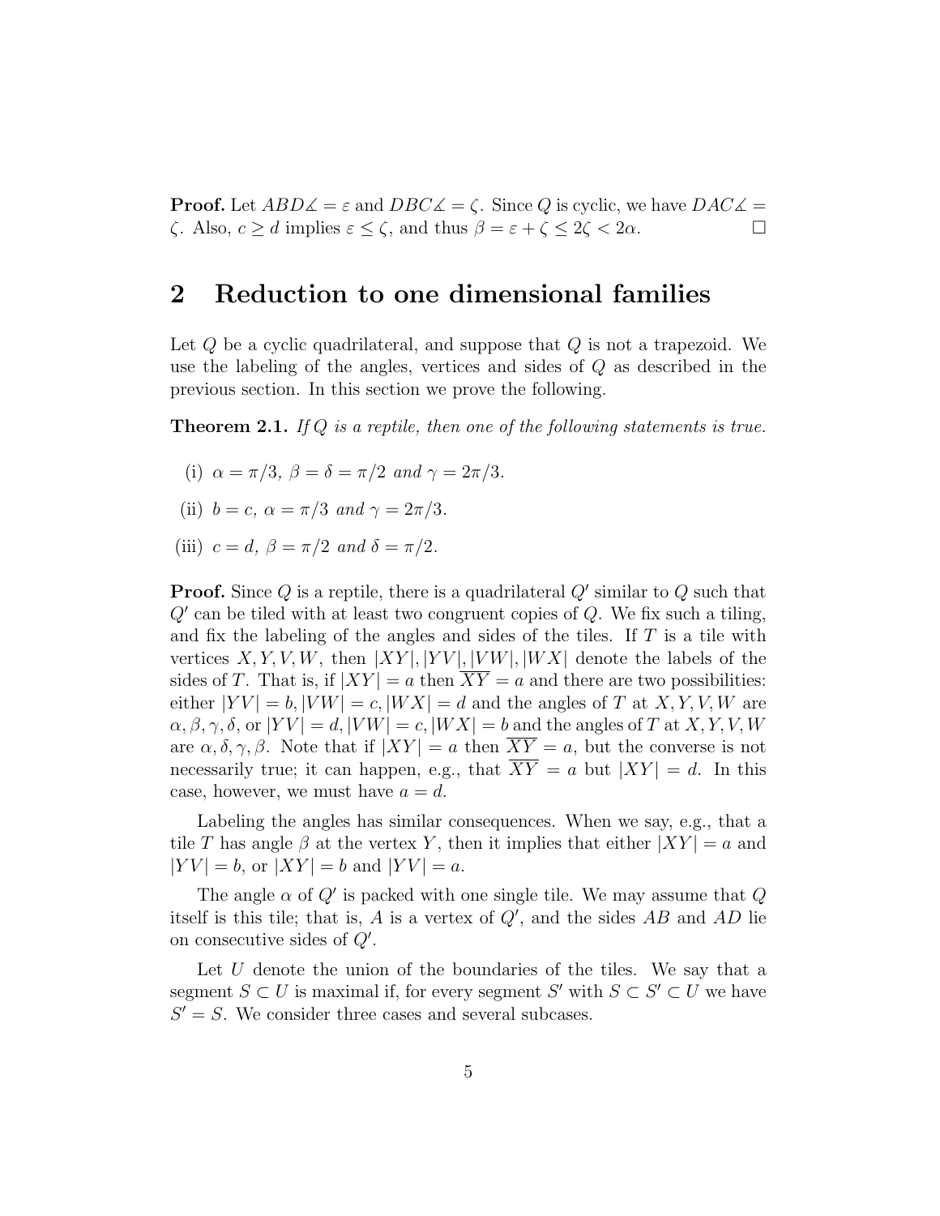**Proof.** Let $ABD\measuredangle = \varepsilon$ and $DBC\measuredangle = \zeta$. Since $Q$ is cyclic, we have $DAC\measuredangle = \zeta$. Also, $c \geq d$ implies $\varepsilon \leq \zeta$, and thus $\beta = \varepsilon + \zeta \leq 2\zeta < 2\alpha$. □

## 2 Reduction to one dimensional families

Let $Q$ be a cyclic quadrilateral, and suppose that $Q$ is not a trapezoid. We use the labeling of the angles, vertices and sides of $Q$ as described in the previous section. In this section we prove the following.

**Theorem 2.1.** *If $Q$ is a reptile, then one of the following statements is true.*

(i) $\alpha = \pi/3$, $\beta = \delta = \pi/2$ *and* $\gamma = 2\pi/3$.

(ii) $b = c$, $\alpha = \pi/3$ *and* $\gamma = 2\pi/3$.

(iii) $c = d$, $\beta = \pi/2$ *and* $\delta = \pi/2$.

**Proof.** Since $Q$ is a reptile, there is a quadrilateral $Q'$ similar to $Q$ such that $Q'$ can be tiled with at least two congruent copies of $Q$. We fix such a tiling, and fix the labeling of the angles and sides of the tiles. If $T$ is a tile with vertices $X, Y, V, W$, then $|XY|, |YV|, |VW|, |WX|$ denote the labels of the sides of $T$. That is, if $|XY| = a$ then $\overline{XY} = a$ and there are two possibilities: either $|YV| = b, |VW| = c, |WX| = d$ and the angles of $T$ at $X, Y, V, W$ are $\alpha, \beta, \gamma, \delta$, or $|YV| = d, |VW| = c, |WX| = b$ and the angles of $T$ at $X, Y, V, W$ are $\alpha, \delta, \gamma, \beta$. Note that if $|XY| = a$ then $\overline{XY} = a$, but the converse is not necessarily true; it can happen, e.g., that $\overline{XY} = a$ but $|XY| = d$. In this case, however, we must have $a = d$.

Labeling the angles has similar consequences. When we say, e.g., that a tile $T$ has angle $\beta$ at the vertex $Y$, then it implies that either $|XY| = a$ and $|YV| = b$, or $|XY| = b$ and $|YV| = a$.

The angle $\alpha$ of $Q'$ is packed with one single tile. We may assume that $Q$ itself is this tile; that is, $A$ is a vertex of $Q'$, and the sides $AB$ and $AD$ lie on consecutive sides of $Q'$.

Let $U$ denote the union of the boundaries of the tiles. We say that a segment $S \subset U$ is maximal if, for every segment $S'$ with $S \subset S' \subset U$ we have $S' = S$. We consider three cases and several subcases.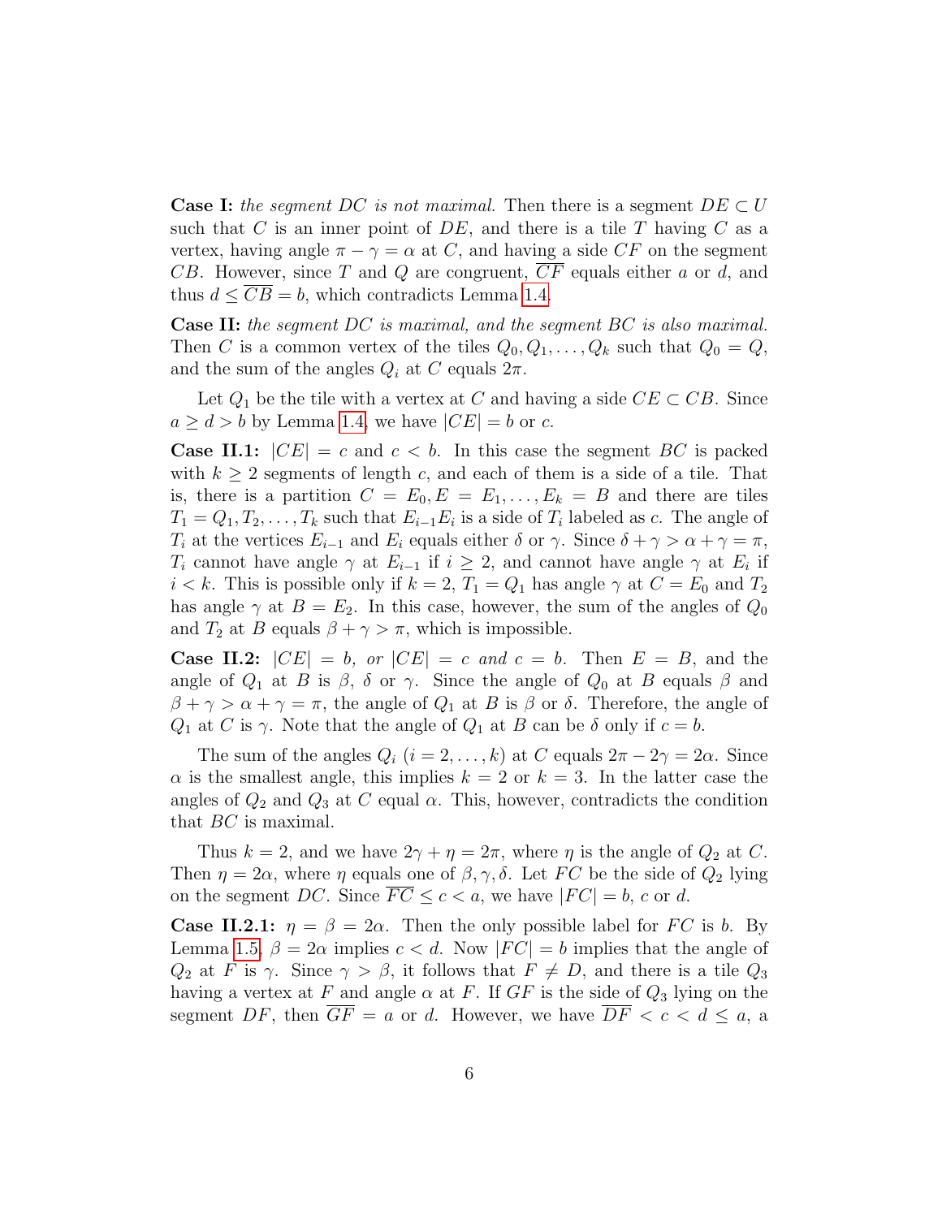**Case I:** *the segment $DC$ is not maximal.* Then there is a segment $DE \subset U$ such that $C$ is an inner point of $DE$, and there is a tile $T$ having $C$ as a vertex, having angle $\pi - \gamma = \alpha$ at $C$, and having a side $CF$ on the segment $CB$. However, since $T$ and $Q$ are congruent, $\overline{CF}$ equals either $a$ or $d$, and thus $d \le \overline{CB} = b$, which contradicts Lemma 1.4.

**Case II:** *the segment $DC$ is maximal, and the segment $BC$ is also maximal.* Then $C$ is a common vertex of the tiles $Q_0, Q_1, \ldots, Q_k$ such that $Q_0 = Q$, and the sum of the angles $Q_i$ at $C$ equals $2\pi$.

Let $Q_1$ be the tile with a vertex at $C$ and having a side $CE \subset CB$. Since $a \ge d > b$ by Lemma 1.4, we have $|CE| = b$ or $c$.

**Case II.1:** $|CE| = c$ and $c < b$. In this case the segment $BC$ is packed with $k \ge 2$ segments of length $c$, and each of them is a side of a tile. That is, there is a partition $C = E_0, E = E_1, \ldots, E_k = B$ and there are tiles $T_1 = Q_1, T_2, \ldots, T_k$ such that $E_{i-1}E_i$ is a side of $T_i$ labeled as $c$. The angle of $T_i$ at the vertices $E_{i-1}$ and $E_i$ equals either $\delta$ or $\gamma$. Since $\delta + \gamma > \alpha + \gamma = \pi$, $T_i$ cannot have angle $\gamma$ at $E_{i-1}$ if $i \ge 2$, and cannot have angle $\gamma$ at $E_i$ if $i < k$. This is possible only if $k = 2$, $T_1 = Q_1$ has angle $\gamma$ at $C = E_0$ and $T_2$ has angle $\gamma$ at $B = E_2$. In this case, however, the sum of the angles of $Q_0$ and $T_2$ at $B$ equals $\beta + \gamma > \pi$, which is impossible.

**Case II.2:** *$|CE| = b$, or $|CE| = c$ and $c = b$.* Then $E = B$, and the angle of $Q_1$ at $B$ is $\beta$, $\delta$ or $\gamma$. Since the angle of $Q_0$ at $B$ equals $\beta$ and $\beta + \gamma > \alpha + \gamma = \pi$, the angle of $Q_1$ at $B$ is $\beta$ or $\delta$. Therefore, the angle of $Q_1$ at $C$ is $\gamma$. Note that the angle of $Q_1$ at $B$ can be $\delta$ only if $c = b$.

The sum of the angles $Q_i$ $(i = 2, \ldots, k)$ at $C$ equals $2\pi - 2\gamma = 2\alpha$. Since $\alpha$ is the smallest angle, this implies $k = 2$ or $k = 3$. In the latter case the angles of $Q_2$ and $Q_3$ at $C$ equal $\alpha$. This, however, contradicts the condition that $BC$ is maximal.

Thus $k = 2$, and we have $2\gamma + \eta = 2\pi$, where $\eta$ is the angle of $Q_2$ at $C$. Then $\eta = 2\alpha$, where $\eta$ equals one of $\beta, \gamma, \delta$. Let $FC$ be the side of $Q_2$ lying on the segment $DC$. Since $\overline{FC} \le c < a$, we have $|FC| = b$, $c$ or $d$.

**Case II.2.1:** $\eta = \beta = 2\alpha$. Then the only possible label for $FC$ is $b$. By Lemma 1.5, $\beta = 2\alpha$ implies $c < d$. Now $|FC| = b$ implies that the angle of $Q_2$ at $F$ is $\gamma$. Since $\gamma > \beta$, it follows that $F \ne D$, and there is a tile $Q_3$ having a vertex at $F$ and angle $\alpha$ at $F$. If $GF$ is the side of $Q_3$ lying on the segment $DF$, then $\overline{GF} = a$ or $d$. However, we have $\overline{DF} < c < d \le a$, a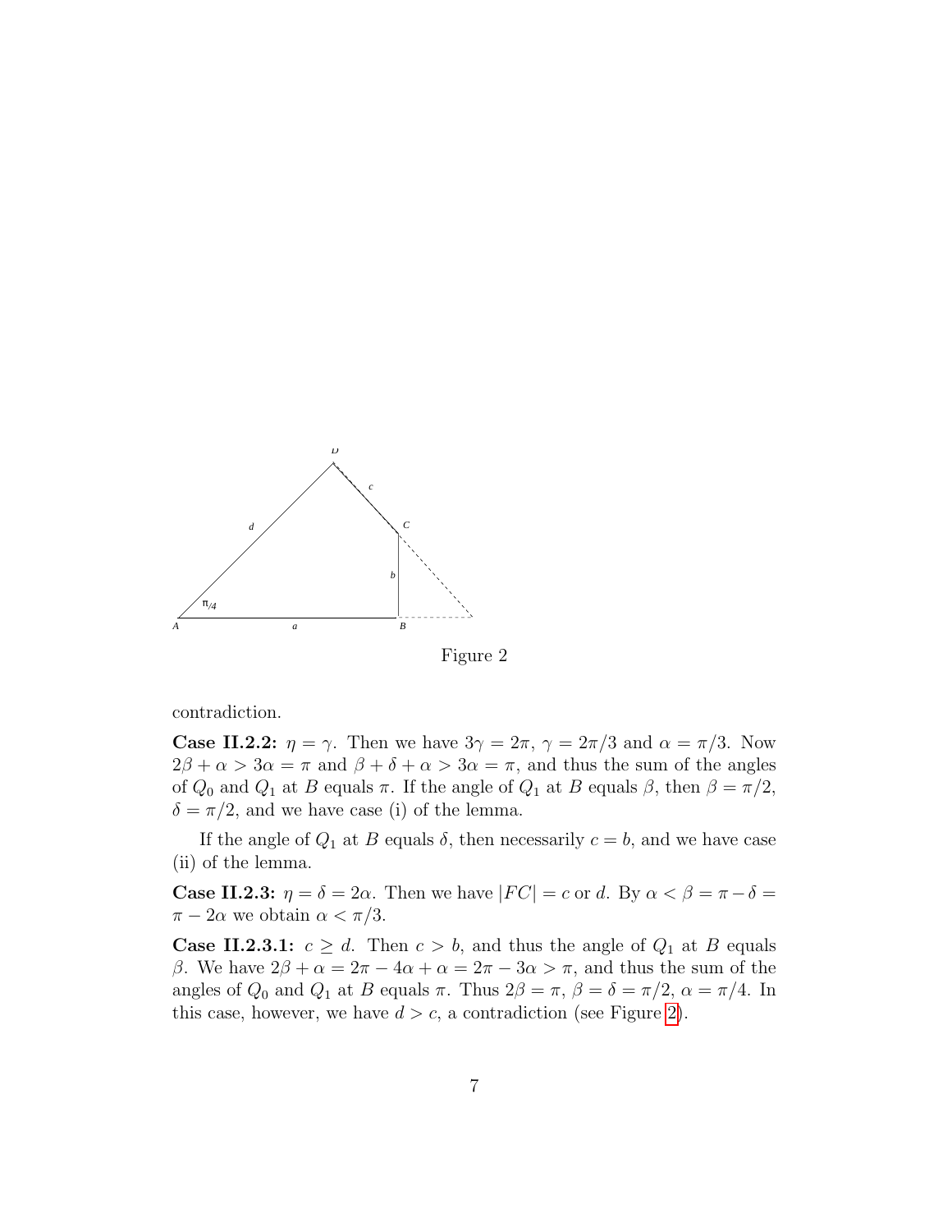Figure 2

contradiction.

**Case II.2.2:** $\eta = \gamma$. Then we have $3\gamma = 2\pi$, $\gamma = 2\pi/3$ and $\alpha = \pi/3$. Now $2\beta + \alpha > 3\alpha = \pi$ and $\beta + \delta + \alpha > 3\alpha = \pi$, and thus the sum of the angles of $Q_0$ and $Q_1$ at $B$ equals $\pi$. If the angle of $Q_1$ at $B$ equals $\beta$, then $\beta = \pi/2$, $\delta = \pi/2$, and we have case (i) of the lemma.

If the angle of $Q_1$ at $B$ equals $\delta$, then necessarily $c = b$, and we have case (ii) of the lemma.

**Case II.2.3:** $\eta = \delta = 2\alpha$. Then we have $|FC| = c$ or $d$. By $\alpha < \beta = \pi - \delta = \pi - 2\alpha$ we obtain $\alpha < \pi/3$.

**Case II.2.3.1:** $c \geq d$. Then $c > b$, and thus the angle of $Q_1$ at $B$ equals $\beta$. We have $2\beta + \alpha = 2\pi - 4\alpha + \alpha = 2\pi - 3\alpha > \pi$, and thus the sum of the angles of $Q_0$ and $Q_1$ at $B$ equals $\pi$. Thus $2\beta = \pi$, $\beta = \delta = \pi/2$, $\alpha = \pi/4$. In this case, however, we have $d > c$, a contradiction (see Figure 2).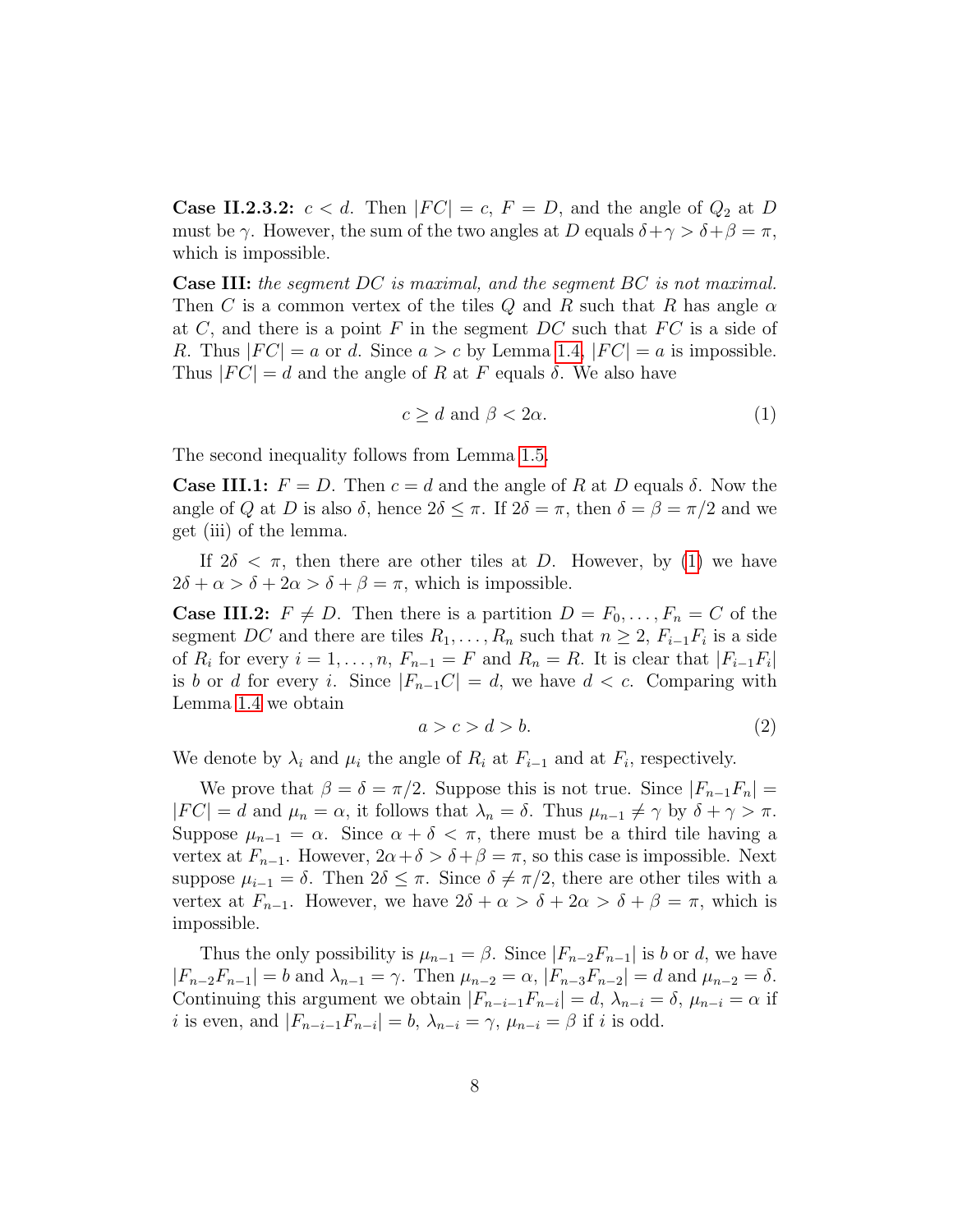**Case II.2.3.2:** $c < d$. Then $|FC| = c$, $F = D$, and the angle of $Q_2$ at $D$ must be $\gamma$. However, the sum of the two angles at $D$ equals $\delta + \gamma > \delta + \beta = \pi$, which is impossible.

**Case III:** *the segment $DC$ is maximal, and the segment $BC$ is not maximal.* Then $C$ is a common vertex of the tiles $Q$ and $R$ such that $R$ has angle $\alpha$ at $C$, and there is a point $F$ in the segment $DC$ such that $FC$ is a side of $R$. Thus $|FC| = a$ or $d$. Since $a > c$ by Lemma 1.4, $|FC| = a$ is impossible. Thus $|FC| = d$ and the angle of $R$ at $F$ equals $\delta$. We also have

$$c \geq d \text{ and } \beta < 2\alpha. \tag{1}$$

The second inequality follows from Lemma 1.5.

**Case III.1:** $F = D$. Then $c = d$ and the angle of $R$ at $D$ equals $\delta$. Now the angle of $Q$ at $D$ is also $\delta$, hence $2\delta \leq \pi$. If $2\delta = \pi$, then $\delta = \beta = \pi/2$ and we get (iii) of the lemma.

If $2\delta < \pi$, then there are other tiles at $D$. However, by (1) we have $2\delta + \alpha > \delta + 2\alpha > \delta + \beta = \pi$, which is impossible.

**Case III.2:** $F \neq D$. Then there is a partition $D = F_0, \ldots, F_n = C$ of the segment $DC$ and there are tiles $R_1, \ldots, R_n$ such that $n \geq 2$, $F_{i-1}F_i$ is a side of $R_i$ for every $i = 1, \ldots, n$, $F_{n-1} = F$ and $R_n = R$. It is clear that $|F_{i-1}F_i|$ is $b$ or $d$ for every $i$. Since $|F_{n-1}C| = d$, we have $d < c$. Comparing with Lemma 1.4 we obtain

$$a > c > d > b. \tag{2}$$

We denote by $\lambda_i$ and $\mu_i$ the angle of $R_i$ at $F_{i-1}$ and at $F_i$, respectively.

We prove that $\beta = \delta = \pi/2$. Suppose this is not true. Since $|F_{n-1}F_n| = |FC| = d$ and $\mu_n = \alpha$, it follows that $\lambda_n = \delta$. Thus $\mu_{n-1} \neq \gamma$ by $\delta + \gamma > \pi$. Suppose $\mu_{n-1} = \alpha$. Since $\alpha + \delta < \pi$, there must be a third tile having a vertex at $F_{n-1}$. However, $2\alpha + \delta > \delta + \beta = \pi$, so this case is impossible. Next suppose $\mu_{i-1} = \delta$. Then $2\delta \leq \pi$. Since $\delta \neq \pi/2$, there are other tiles with a vertex at $F_{n-1}$. However, we have $2\delta + \alpha > \delta + 2\alpha > \delta + \beta = \pi$, which is impossible.

Thus the only possibility is $\mu_{n-1} = \beta$. Since $|F_{n-2}F_{n-1}|$ is $b$ or $d$, we have $|F_{n-2}F_{n-1}| = b$ and $\lambda_{n-1} = \gamma$. Then $\mu_{n-2} = \alpha$, $|F_{n-3}F_{n-2}| = d$ and $\mu_{n-2} = \delta$. Continuing this argument we obtain $|F_{n-i-1}F_{n-i}| = d$, $\lambda_{n-i} = \delta$, $\mu_{n-i} = \alpha$ if $i$ is even, and $|F_{n-i-1}F_{n-i}| = b$, $\lambda_{n-i} = \gamma$, $\mu_{n-i} = \beta$ if $i$ is odd.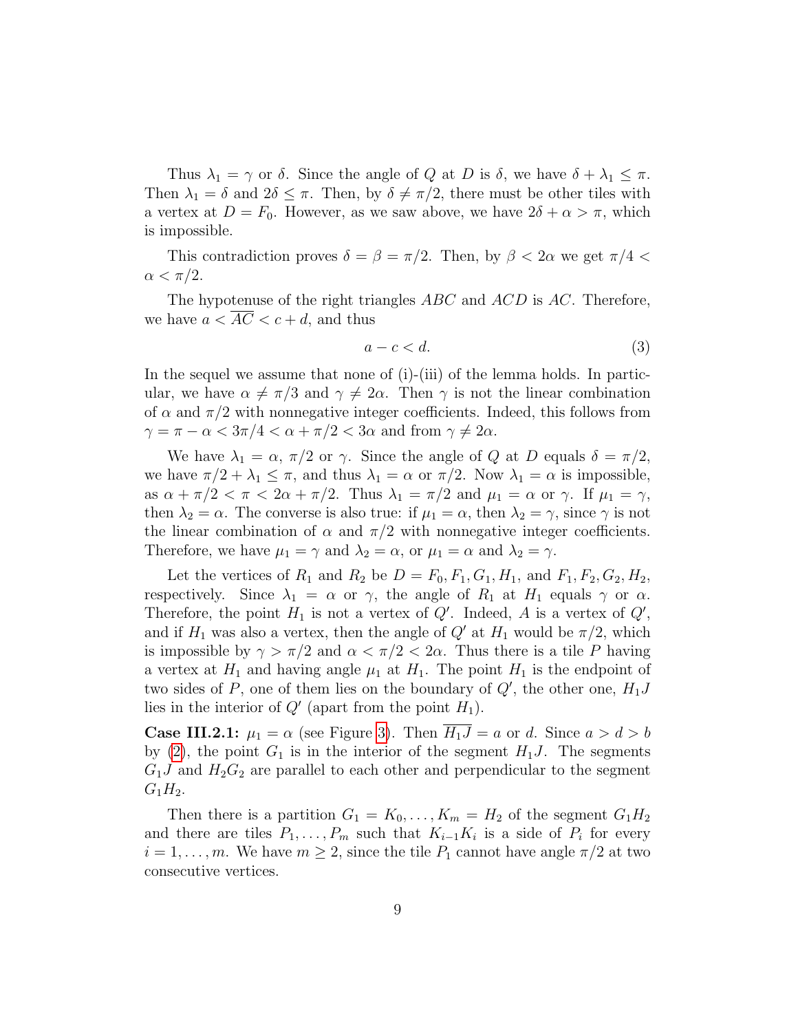Thus $\lambda_1 = \gamma$ or $\delta$. Since the angle of $Q$ at $D$ is $\delta$, we have $\delta + \lambda_1 \le \pi$. Then $\lambda_1 = \delta$ and $2\delta \le \pi$. Then, by $\delta \ne \pi/2$, there must be other tiles with a vertex at $D = F_0$. However, as we saw above, we have $2\delta + \alpha > \pi$, which is impossible.

This contradiction proves $\delta = \beta = \pi/2$. Then, by $\beta < 2\alpha$ we get $\pi/4 < \alpha < \pi/2$.

The hypotenuse of the right triangles $ABC$ and $ACD$ is $AC$. Therefore, we have $a < \overline{AC} < c + d$, and thus

$$a - c < d. \tag{3}$$

In the sequel we assume that none of (i)-(iii) of the lemma holds. In particular, we have $\alpha \ne \pi/3$ and $\gamma \ne 2\alpha$. Then $\gamma$ is not the linear combination of $\alpha$ and $\pi/2$ with nonnegative integer coefficients. Indeed, this follows from $\gamma = \pi - \alpha < 3\pi/4 < \alpha + \pi/2 < 3\alpha$ and from $\gamma \ne 2\alpha$.

We have $\lambda_1 = \alpha$, $\pi/2$ or $\gamma$. Since the angle of $Q$ at $D$ equals $\delta = \pi/2$, we have $\pi/2 + \lambda_1 \le \pi$, and thus $\lambda_1 = \alpha$ or $\pi/2$. Now $\lambda_1 = \alpha$ is impossible, as $\alpha + \pi/2 < \pi < 2\alpha + \pi/2$. Thus $\lambda_1 = \pi/2$ and $\mu_1 = \alpha$ or $\gamma$. If $\mu_1 = \gamma$, then $\lambda_2 = \alpha$. The converse is also true: if $\mu_1 = \alpha$, then $\lambda_2 = \gamma$, since $\gamma$ is not the linear combination of $\alpha$ and $\pi/2$ with nonnegative integer coefficients. Therefore, we have $\mu_1 = \gamma$ and $\lambda_2 = \alpha$, or $\mu_1 = \alpha$ and $\lambda_2 = \gamma$.

Let the vertices of $R_1$ and $R_2$ be $D = F_0, F_1, G_1, H_1$, and $F_1, F_2, G_2, H_2$, respectively. Since $\lambda_1 = \alpha$ or $\gamma$, the angle of $R_1$ at $H_1$ equals $\gamma$ or $\alpha$. Therefore, the point $H_1$ is not a vertex of $Q'$. Indeed, $A$ is a vertex of $Q'$, and if $H_1$ was also a vertex, then the angle of $Q'$ at $H_1$ would be $\pi/2$, which is impossible by $\gamma > \pi/2$ and $\alpha < \pi/2 < 2\alpha$. Thus there is a tile $P$ having a vertex at $H_1$ and having angle $\mu_1$ at $H_1$. The point $H_1$ is the endpoint of two sides of $P$, one of them lies on the boundary of $Q'$, the other one, $H_1 J$ lies in the interior of $Q'$ (apart from the point $H_1$).

**Case III.2.1:** $\mu_1 = \alpha$ (see Figure 3). Then $\overline{H_1 J} = a$ or $d$. Since $a > d > b$ by (2), the point $G_1$ is in the interior of the segment $H_1 J$. The segments $G_1 J$ and $H_2 G_2$ are parallel to each other and perpendicular to the segment $G_1 H_2$.

Then there is a partition $G_1 = K_0, \ldots, K_m = H_2$ of the segment $G_1 H_2$ and there are tiles $P_1, \ldots, P_m$ such that $K_{i-1} K_i$ is a side of $P_i$ for every $i = 1, \ldots, m$. We have $m \ge 2$, since the tile $P_1$ cannot have angle $\pi/2$ at two consecutive vertices.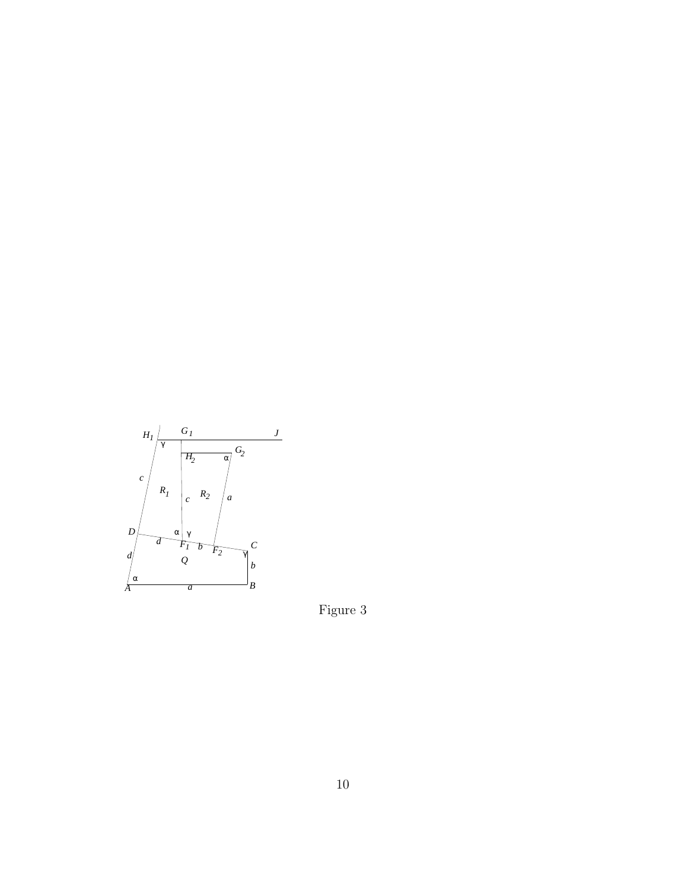Figure 3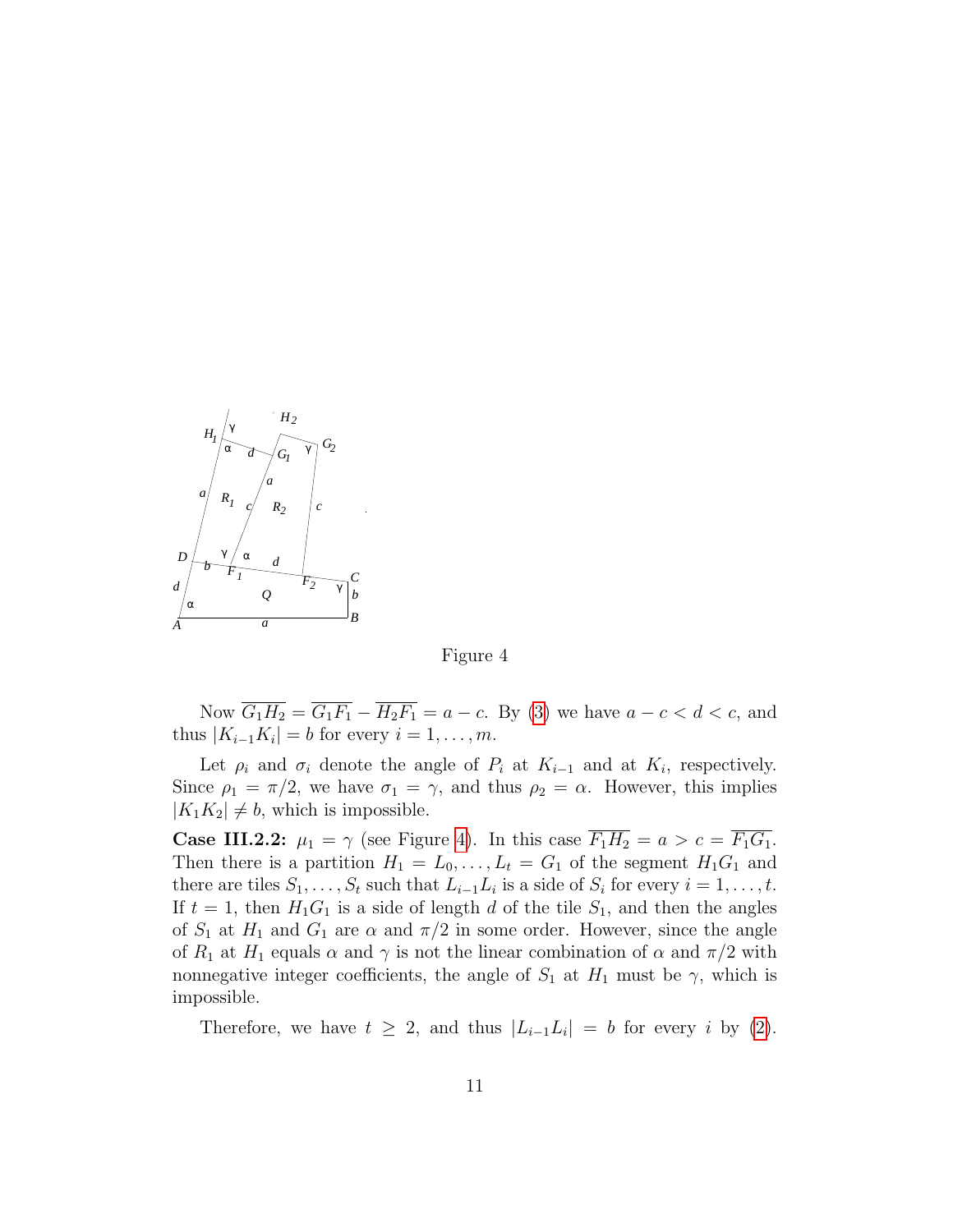Figure 4

Now $\overline{G_1H_2} = \overline{G_1F_1} - \overline{H_2F_1} = a - c$. By (3) we have $a - c < d < c$, and thus $|K_{i-1}K_i| = b$ for every $i = 1, \ldots, m$.

Let $\rho_i$ and $\sigma_i$ denote the angle of $P_i$ at $K_{i-1}$ and at $K_i$, respectively. Since $\rho_1 = \pi/2$, we have $\sigma_1 = \gamma$, and thus $\rho_2 = \alpha$. However, this implies $|K_1K_2| \neq b$, which is impossible.

**Case III.2.2:** $\mu_1 = \gamma$ (see Figure 4). In this case $\overline{F_1H_2} = a > c = \overline{F_1G_1}$. Then there is a partition $H_1 = L_0, \ldots, L_t = G_1$ of the segment $H_1G_1$ and there are tiles $S_1, \ldots, S_t$ such that $L_{i-1}L_i$ is a side of $S_i$ for every $i = 1, \ldots, t$. If $t = 1$, then $H_1G_1$ is a side of length $d$ of the tile $S_1$, and then the angles of $S_1$ at $H_1$ and $G_1$ are $\alpha$ and $\pi/2$ in some order. However, since the angle of $R_1$ at $H_1$ equals $\alpha$ and $\gamma$ is not the linear combination of $\alpha$ and $\pi/2$ with nonnegative integer coefficients, the angle of $S_1$ at $H_1$ must be $\gamma$, which is impossible.

Therefore, we have $t \geq 2$, and thus $|L_{i-1}L_i| = b$ for every $i$ by (2).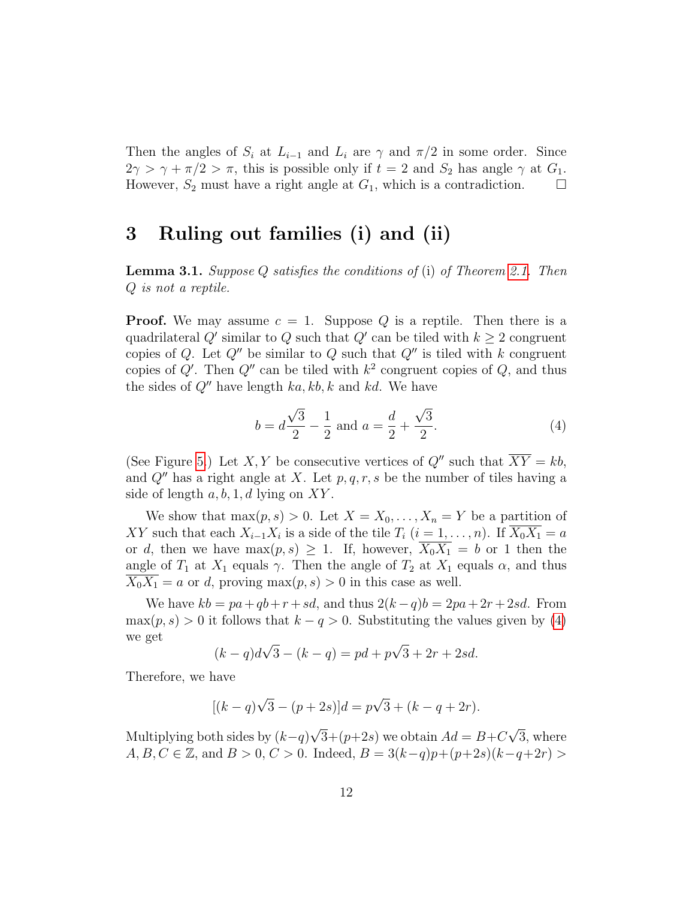Then the angles of $S_i$ at $L_{i-1}$ and $L_i$ are $\gamma$ and $\pi/2$ in some order. Since $2\gamma > \gamma + \pi/2 > \pi$, this is possible only if $t = 2$ and $S_2$ has angle $\gamma$ at $G_1$. However, $S_2$ must have a right angle at $G_1$, which is a contradiction. □

## 3 Ruling out families (i) and (ii)

**Lemma 3.1.** *Suppose $Q$ satisfies the conditions of* (i) *of Theorem 2.1. Then $Q$ is not a reptile.*

**Proof.** We may assume $c = 1$. Suppose $Q$ is a reptile. Then there is a quadrilateral $Q'$ similar to $Q$ such that $Q'$ can be tiled with $k \geq 2$ congruent copies of $Q$. Let $Q''$ be similar to $Q$ such that $Q''$ is tiled with $k$ congruent copies of $Q'$. Then $Q''$ can be tiled with $k^2$ congruent copies of $Q$, and thus the sides of $Q''$ have length $ka, kb, k$ and $kd$. We have

$$b = d\frac{\sqrt{3}}{2} - \frac{1}{2} \text{ and } a = \frac{d}{2} + \frac{\sqrt{3}}{2}. \tag{4}$$

(See Figure 5.) Let $X, Y$ be consecutive vertices of $Q''$ such that $\overline{XY} = kb$, and $Q''$ has a right angle at $X$. Let $p, q, r, s$ be the number of tiles having a side of length $a, b, 1, d$ lying on $XY$.

We show that $\max(p, s) > 0$. Let $X = X_0, \ldots, X_n = Y$ be a partition of $XY$ such that each $X_{i-1}X_i$ is a side of the tile $T_i$ $(i = 1, \ldots, n)$. If $\overline{X_0X_1} = a$ or $d$, then we have $\max(p, s) \geq 1$. If, however, $\overline{X_0X_1} = b$ or $1$ then the angle of $T_1$ at $X_1$ equals $\gamma$. Then the angle of $T_2$ at $X_1$ equals $\alpha$, and thus $\overline{X_0X_1} = a$ or $d$, proving $\max(p, s) > 0$ in this case as well.

We have $kb = pa + qb + r + sd$, and thus $2(k - q)b = 2pa + 2r + 2sd$. From $\max(p, s) > 0$ it follows that $k - q > 0$. Substituting the values given by (4) we get

$$(k - q)d\sqrt{3} - (k - q) = pd + p\sqrt{3} + 2r + 2sd.$$

Therefore, we have

$$[(k - q)\sqrt{3} - (p + 2s)]d = p\sqrt{3} + (k - q + 2r).$$

Multiplying both sides by $(k-q)\sqrt{3}+(p+2s)$ we obtain $Ad = B + C\sqrt{3}$, where $A, B, C \in \mathbb{Z}$, and $B > 0$, $C > 0$. Indeed, $B = 3(k-q)p+(p+2s)(k-q+2r) >$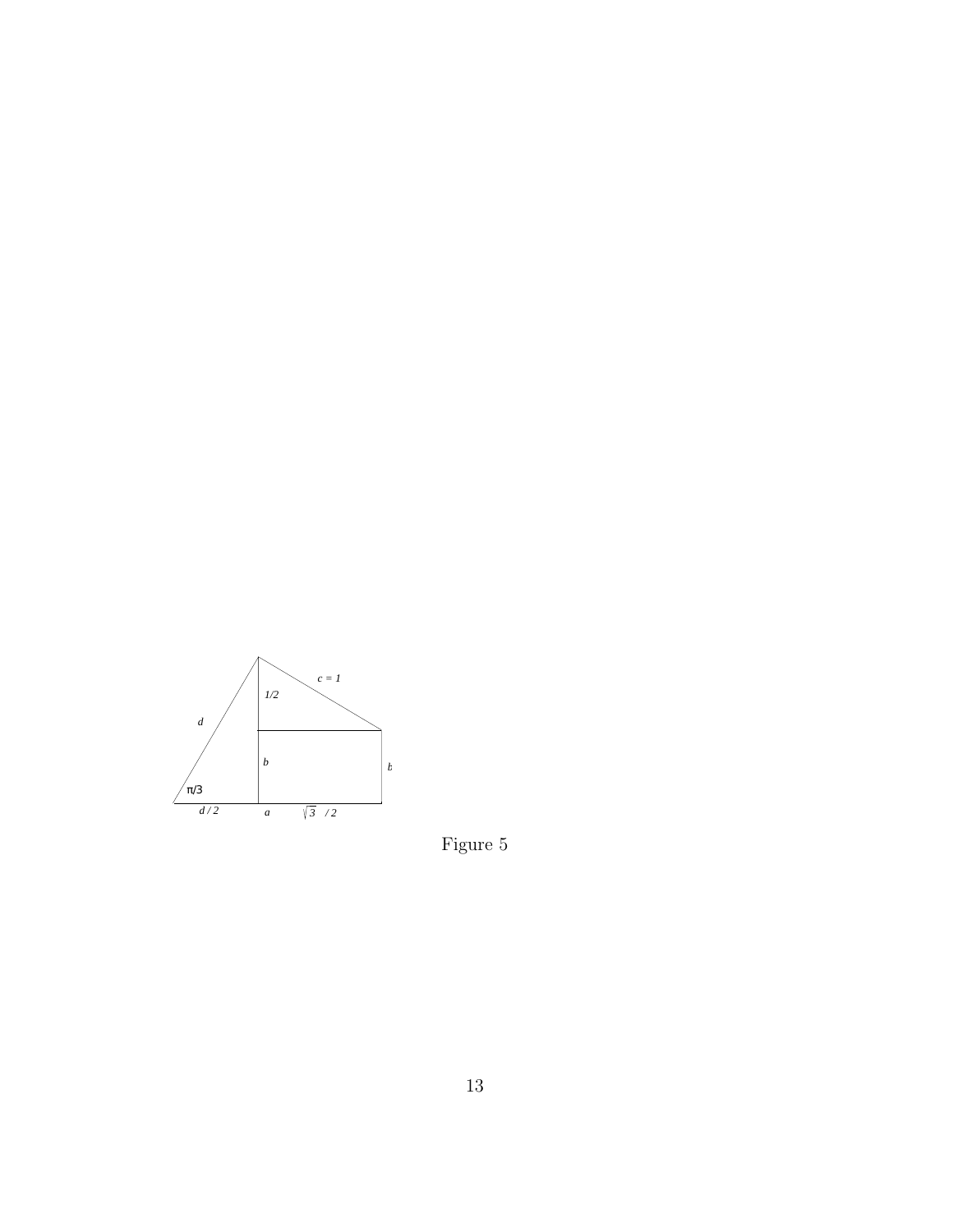Figure 5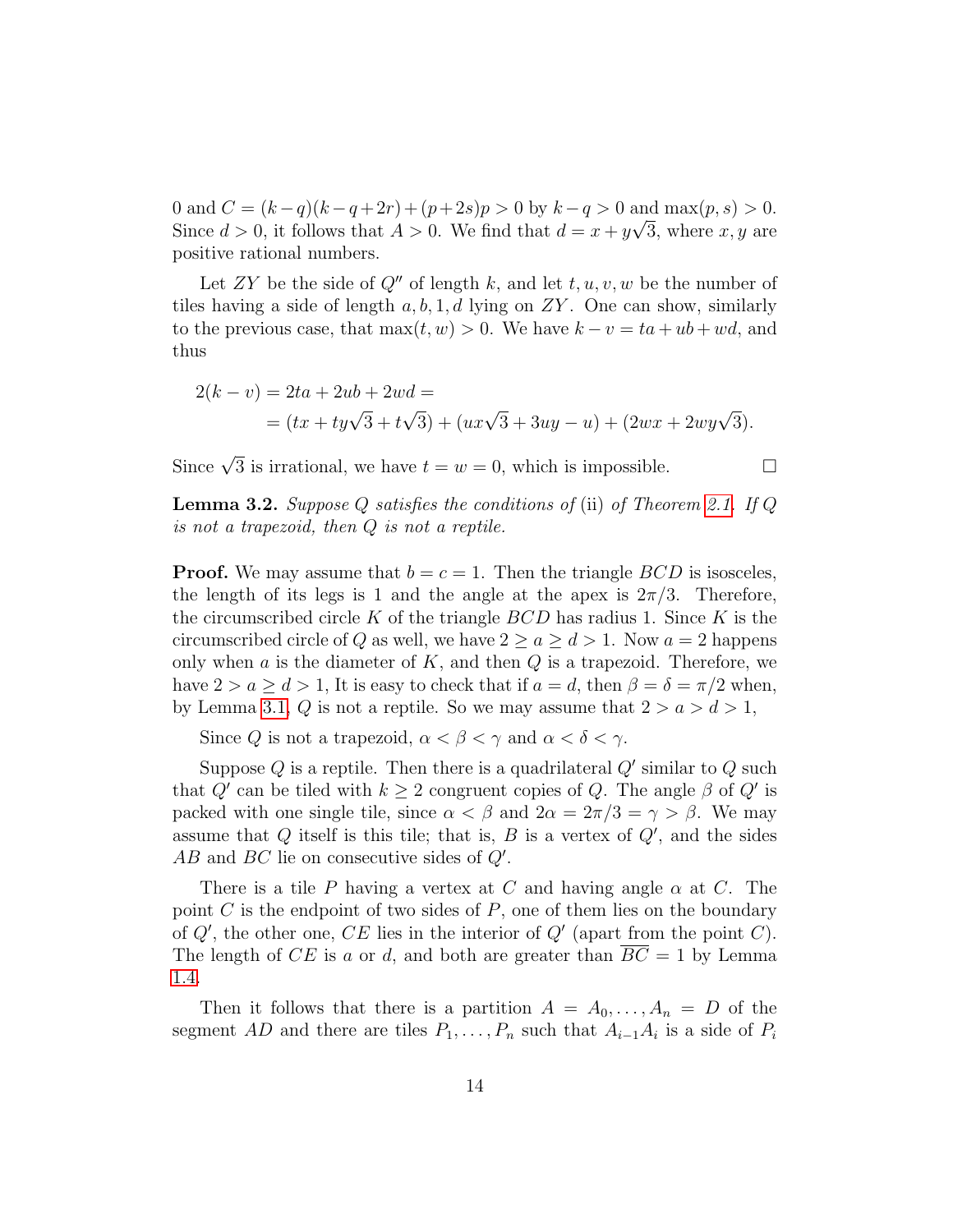0 and $C = (k-q)(k-q+2r)+(p+2s)p > 0$ by $k-q > 0$ and $\max(p,s) > 0$. Since $d > 0$, it follows that $A > 0$. We find that $d = x + y\sqrt{3}$, where $x, y$ are positive rational numbers.

Let $ZY$ be the side of $Q''$ of length $k$, and let $t, u, v, w$ be the number of tiles having a side of length $a, b, 1, d$ lying on $ZY$. One can show, similarly to the previous case, that $\max(t,w) > 0$. We have $k - v = ta + ub + wd$, and thus

$$
\begin{aligned}
2(k-v) &= 2ta + 2ub + 2wd = \\
&= (tx + ty\sqrt{3} + t\sqrt{3}) + (ux\sqrt{3} + 3uy - u) + (2wx + 2wy\sqrt{3}).
\end{aligned}
$$

Since $\sqrt{3}$ is irrational, we have $t = w = 0$, which is impossible. $\square$

**Lemma 3.2.** *Suppose $Q$ satisfies the conditions of* (ii) *of Theorem 2.1. If $Q$ is not a trapezoid, then $Q$ is not a reptile.*

**Proof.** We may assume that $b = c = 1$. Then the triangle $BCD$ is isosceles, the length of its legs is 1 and the angle at the apex is $2\pi/3$. Therefore, the circumscribed circle $K$ of the triangle $BCD$ has radius 1. Since $K$ is the circumscribed circle of $Q$ as well, we have $2 \ge a \ge d > 1$. Now $a = 2$ happens only when $a$ is the diameter of $K$, and then $Q$ is a trapezoid. Therefore, we have $2 > a \ge d > 1$, It is easy to check that if $a = d$, then $\beta = \delta = \pi/2$ when, by Lemma 3.1, $Q$ is not a reptile. So we may assume that $2 > a > d > 1$,

Since $Q$ is not a trapezoid, $\alpha < \beta < \gamma$ and $\alpha < \delta < \gamma$.

Suppose $Q$ is a reptile. Then there is a quadrilateral $Q'$ similar to $Q$ such that $Q'$ can be tiled with $k \ge 2$ congruent copies of $Q$. The angle $\beta$ of $Q'$ is packed with one single tile, since $\alpha < \beta$ and $2\alpha = 2\pi/3 = \gamma > \beta$. We may assume that $Q$ itself is this tile; that is, $B$ is a vertex of $Q'$, and the sides $AB$ and $BC$ lie on consecutive sides of $Q'$.

There is a tile $P$ having a vertex at $C$ and having angle $\alpha$ at $C$. The point $C$ is the endpoint of two sides of $P$, one of them lies on the boundary of $Q'$, the other one, $CE$ lies in the interior of $Q'$ (apart from the point $C$). The length of $CE$ is $a$ or $d$, and both are greater than $\overline{BC} = 1$ by Lemma 1.4.

Then it follows that there is a partition $A = A_0, \ldots, A_n = D$ of the segment $AD$ and there are tiles $P_1, \ldots, P_n$ such that $A_{i-1}A_i$ is a side of $P_i$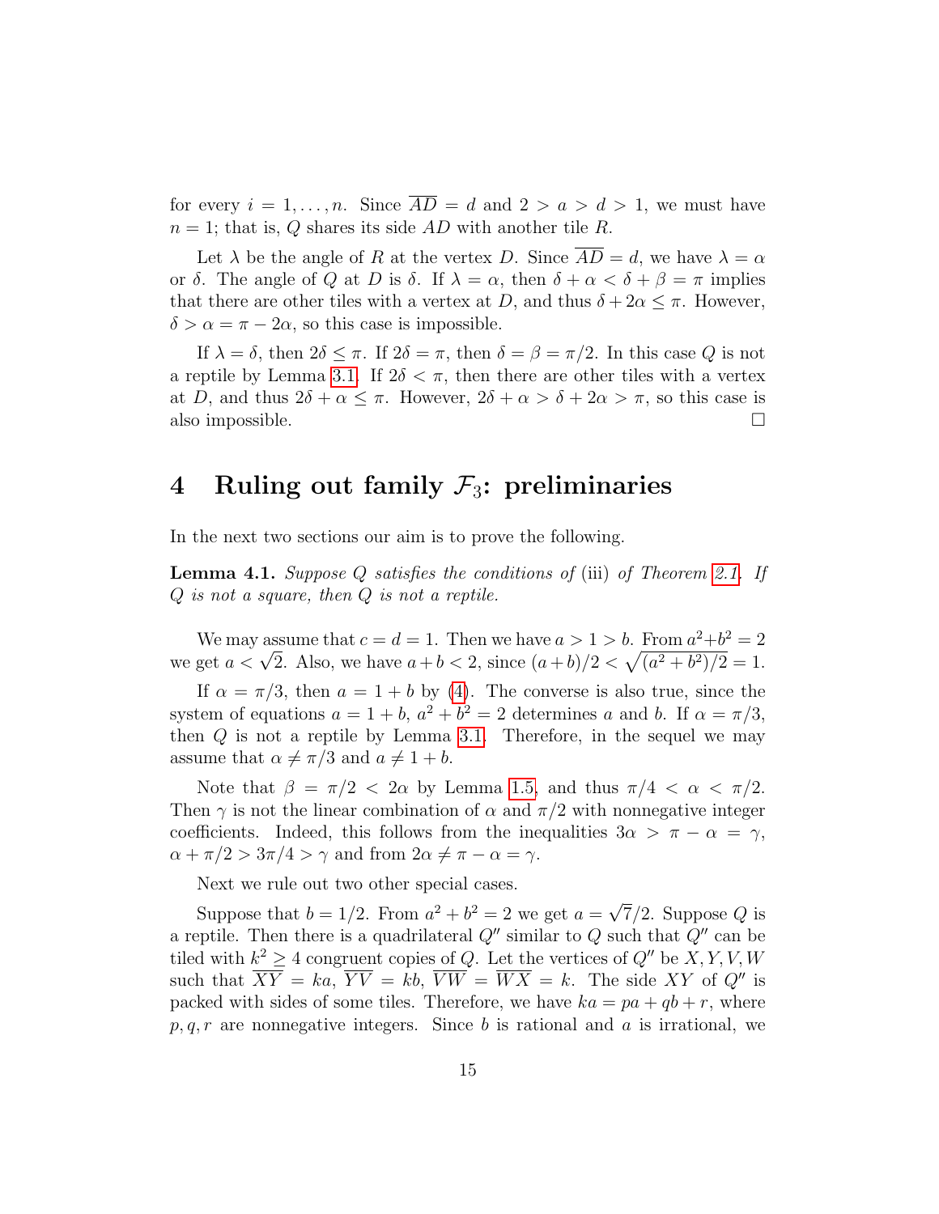for every $i = 1, \ldots, n$. Since $\overline{AD} = d$ and $2 > a > d > 1$, we must have $n = 1$; that is, $Q$ shares its side $AD$ with another tile $R$.

Let $\lambda$ be the angle of $R$ at the vertex $D$. Since $\overline{AD} = d$, we have $\lambda = \alpha$ or $\delta$. The angle of $Q$ at $D$ is $\delta$. If $\lambda = \alpha$, then $\delta + \alpha < \delta + \beta = \pi$ implies that there are other tiles with a vertex at $D$, and thus $\delta + 2\alpha \le \pi$. However, $\delta > \alpha = \pi - 2\alpha$, so this case is impossible.

If $\lambda = \delta$, then $2\delta \le \pi$. If $2\delta = \pi$, then $\delta = \beta = \pi/2$. In this case $Q$ is not a reptile by Lemma 3.1. If $2\delta < \pi$, then there are other tiles with a vertex at $D$, and thus $2\delta + \alpha \le \pi$. However, $2\delta + \alpha > \delta + 2\alpha > \pi$, so this case is also impossible. $\square$

# 4 Ruling out family $\mathcal{F}_3$: preliminaries

In the next two sections our aim is to prove the following.

**Lemma 4.1.** *Suppose $Q$ satisfies the conditions of* (iii) *of Theorem 2.1. If $Q$ is not a square, then $Q$ is not a reptile.*

We may assume that $c = d = 1$. Then we have $a > 1 > b$. From $a^2 + b^2 = 2$ we get $a < \sqrt{2}$. Also, we have $a + b < 2$, since $(a + b)/2 < \sqrt{(a^2 + b^2)/2} = 1$.

If $\alpha = \pi/3$, then $a = 1 + b$ by (4). The converse is also true, since the system of equations $a = 1 + b$, $a^2 + b^2 = 2$ determines $a$ and $b$. If $\alpha = \pi/3$, then $Q$ is not a reptile by Lemma 3.1. Therefore, in the sequel we may assume that $\alpha \ne \pi/3$ and $a \ne 1 + b$.

Note that $\beta = \pi/2 < 2\alpha$ by Lemma 1.5, and thus $\pi/4 < \alpha < \pi/2$. Then $\gamma$ is not the linear combination of $\alpha$ and $\pi/2$ with nonnegative integer coefficients. Indeed, this follows from the inequalities $3\alpha > \pi - \alpha = \gamma$, $\alpha + \pi/2 > 3\pi/4 > \gamma$ and from $2\alpha \ne \pi - \alpha = \gamma$.

Next we rule out two other special cases.

Suppose that $b = 1/2$. From $a^2 + b^2 = 2$ we get $a = \sqrt{7}/2$. Suppose $Q$ is a reptile. Then there is a quadrilateral $Q''$ similar to $Q$ such that $Q''$ can be tiled with $k^2 \ge 4$ congruent copies of $Q$. Let the vertices of $Q''$ be $X, Y, V, W$ such that $\overline{XY} = ka$, $\overline{YV} = kb$, $\overline{VW} = \overline{WX} = k$. The side $XY$ of $Q''$ is packed with sides of some tiles. Therefore, we have $ka = pa + qb + r$, where $p, q, r$ are nonnegative integers. Since $b$ is rational and $a$ is irrational, we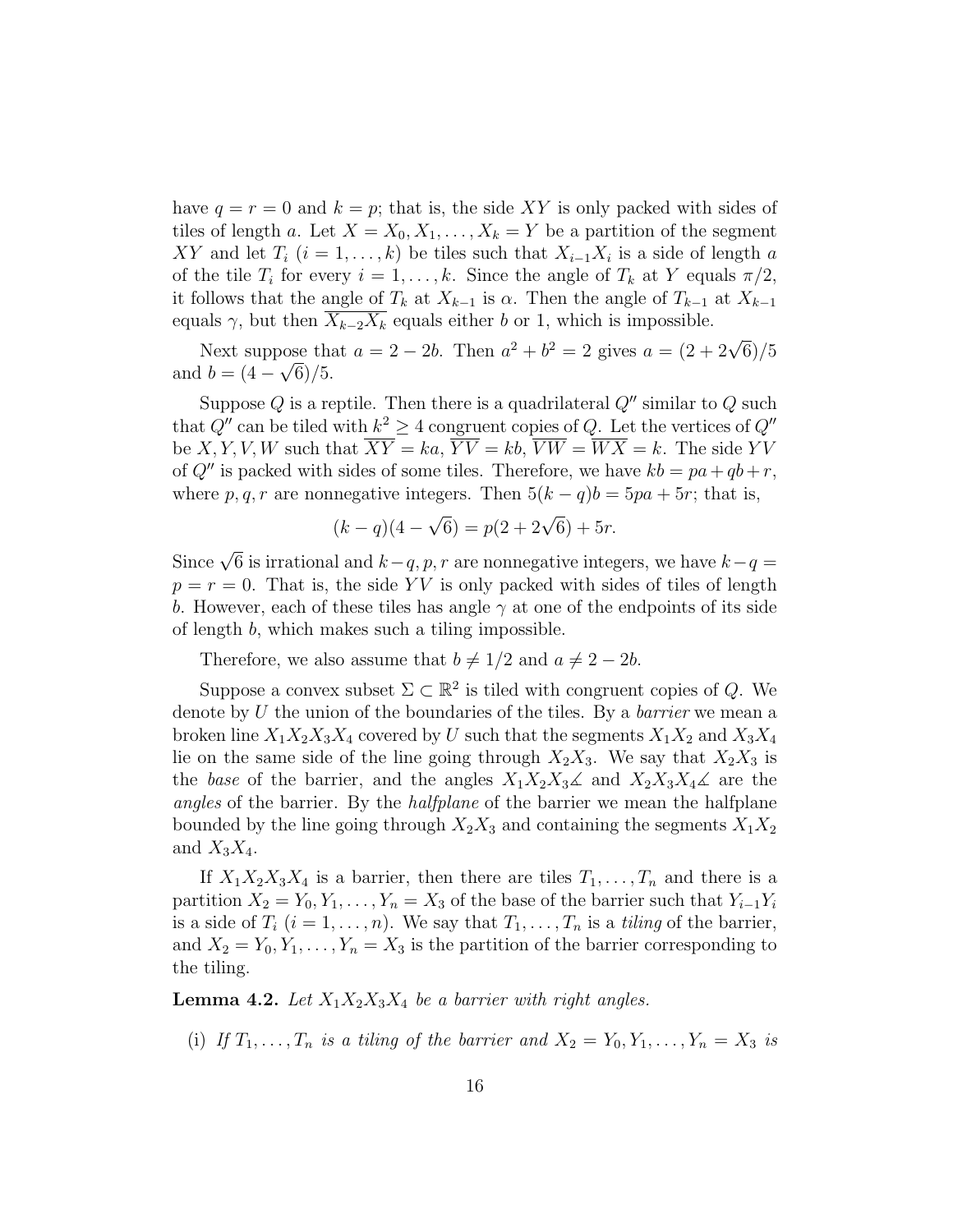have $q = r = 0$ and $k = p$; that is, the side $XY$ is only packed with sides of tiles of length $a$. Let $X = X_0, X_1, \ldots, X_k = Y$ be a partition of the segment $XY$ and let $T_i$ ($i = 1, \ldots, k$) be tiles such that $X_{i-1}X_i$ is a side of length $a$ of the tile $T_i$ for every $i = 1, \ldots, k$. Since the angle of $T_k$ at $Y$ equals $\pi/2$, it follows that the angle of $T_k$ at $X_{k-1}$ is $\alpha$. Then the angle of $T_{k-1}$ at $X_{k-1}$ equals $\gamma$, but then $\overline{X_{k-2}X_k}$ equals either $b$ or 1, which is impossible.

Next suppose that $a = 2 - 2b$. Then $a^2 + b^2 = 2$ gives $a = (2 + 2\sqrt{6})/5$ and $b = (4 - \sqrt{6})/5$.

Suppose $Q$ is a reptile. Then there is a quadrilateral $Q''$ similar to $Q$ such that $Q''$ can be tiled with $k^2 \geq 4$ congruent copies of $Q$. Let the vertices of $Q''$ be $X, Y, V, W$ such that $\overline{XY} = ka$, $\overline{YV} = kb$, $\overline{VW} = \overline{WX} = k$. The side $YV$ of $Q''$ is packed with sides of some tiles. Therefore, we have $kb = pa + qb + r$, where $p, q, r$ are nonnegative integers. Then $5(k - q)b = 5pa + 5r$; that is,

$$(k - q)(4 - \sqrt{6}) = p(2 + 2\sqrt{6}) + 5r.$$

Since $\sqrt{6}$ is irrational and $k - q, p, r$ are nonnegative integers, we have $k - q = p = r = 0$. That is, the side $YV$ is only packed with sides of tiles of length $b$. However, each of these tiles has angle $\gamma$ at one of the endpoints of its side of length $b$, which makes such a tiling impossible.

Therefore, we also assume that $b \neq 1/2$ and $a \neq 2 - 2b$.

Suppose a convex subset $\Sigma \subset \mathbb{R}^2$ is tiled with congruent copies of $Q$. We denote by $U$ the union of the boundaries of the tiles. By a *barrier* we mean a broken line $X_1X_2X_3X_4$ covered by $U$ such that the segments $X_1X_2$ and $X_3X_4$ lie on the same side of the line going through $X_2X_3$. We say that $X_2X_3$ is the *base* of the barrier, and the angles $X_1X_2X_3\measuredangle$ and $X_2X_3X_4\measuredangle$ are the *angles* of the barrier. By the *halfplane* of the barrier we mean the halfplane bounded by the line going through $X_2X_3$ and containing the segments $X_1X_2$ and $X_3X_4$.

If $X_1X_2X_3X_4$ is a barrier, then there are tiles $T_1, \ldots, T_n$ and there is a partition $X_2 = Y_0, Y_1, \ldots, Y_n = X_3$ of the base of the barrier such that $Y_{i-1}Y_i$ is a side of $T_i$ ($i = 1, \ldots, n$). We say that $T_1, \ldots, T_n$ is a *tiling* of the barrier, and $X_2 = Y_0, Y_1, \ldots, Y_n = X_3$ is the partition of the barrier corresponding to the tiling.

**Lemma 4.2.** *Let $X_1X_2X_3X_4$ be a barrier with right angles.*

(i) *If $T_1, \ldots, T_n$ is a tiling of the barrier and $X_2 = Y_0, Y_1, \ldots, Y_n = X_3$ is*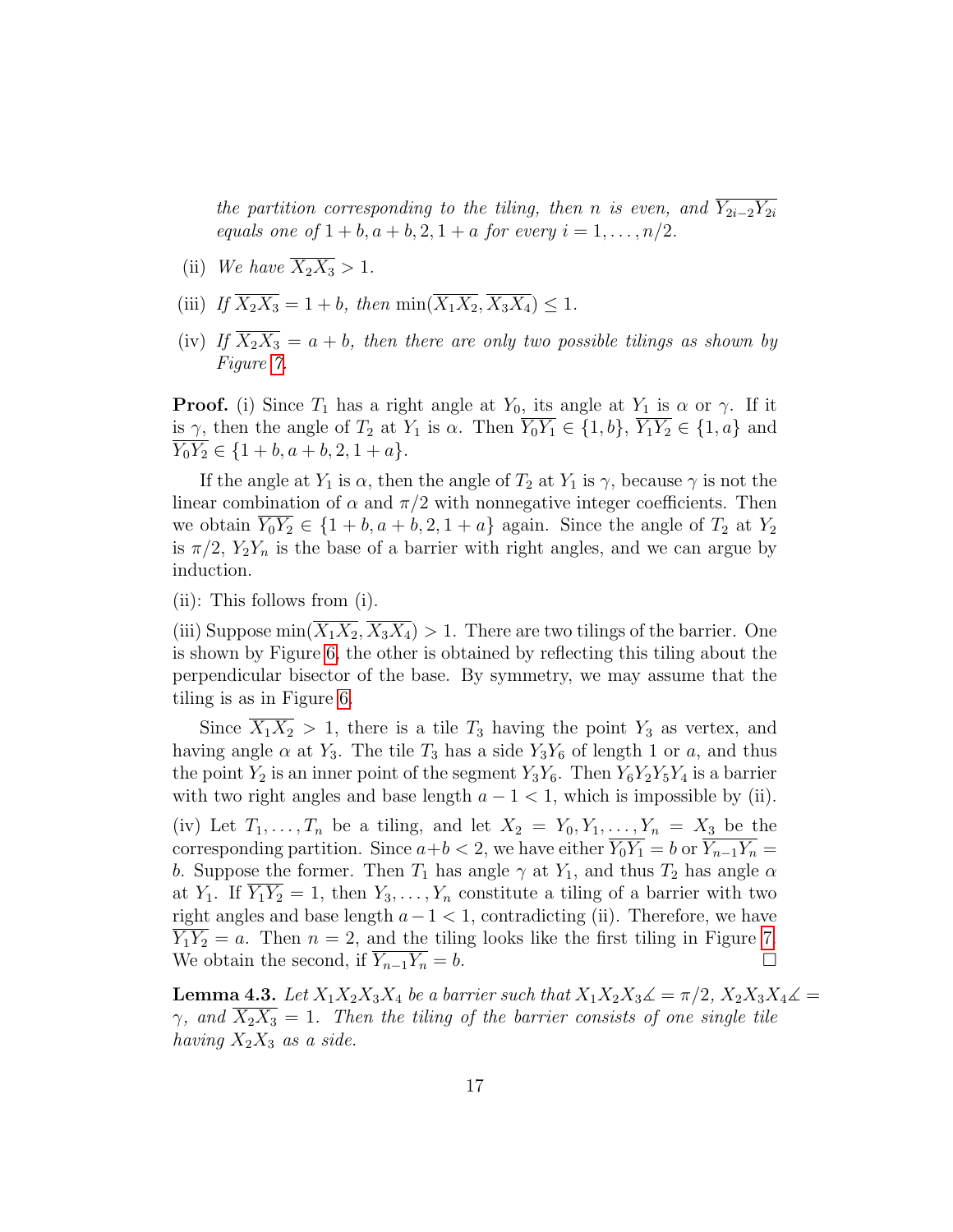*the partition corresponding to the tiling, then $n$ is even, and $\overline{Y_{2i-2}Y_{2i}}$ equals one of $1+b, a+b, 2, 1+a$ for every $i = 1, \ldots, n/2$.*

(ii) *We have $\overline{X_2X_3} > 1$.*

(iii) *If $\overline{X_2X_3} = 1+b$, then $\min(\overline{X_1X_2}, \overline{X_3X_4}) \le 1$.*

(iv) *If $\overline{X_2X_3} = a+b$, then there are only two possible tilings as shown by Figure 7.*

**Proof.** (i) Since $T_1$ has a right angle at $Y_0$, its angle at $Y_1$ is $\alpha$ or $\gamma$. If it is $\gamma$, then the angle of $T_2$ at $Y_1$ is $\alpha$. Then $\overline{Y_0Y_1} \in \{1, b\}$, $\overline{Y_1Y_2} \in \{1, a\}$ and $\overline{Y_0Y_2} \in \{1+b, a+b, 2, 1+a\}$.

If the angle at $Y_1$ is $\alpha$, then the angle of $T_2$ at $Y_1$ is $\gamma$, because $\gamma$ is not the linear combination of $\alpha$ and $\pi/2$ with nonnegative integer coefficients. Then we obtain $\overline{Y_0Y_2} \in \{1+b, a+b, 2, 1+a\}$ again. Since the angle of $T_2$ at $Y_2$ is $\pi/2$, $Y_2Y_n$ is the base of a barrier with right angles, and we can argue by induction.

(ii): This follows from (i).

(iii) Suppose $\min(\overline{X_1X_2}, \overline{X_3X_4}) > 1$. There are two tilings of the barrier. One is shown by Figure 6, the other is obtained by reflecting this tiling about the perpendicular bisector of the base. By symmetry, we may assume that the tiling is as in Figure 6.

Since $\overline{X_1X_2} > 1$, there is a tile $T_3$ having the point $Y_3$ as vertex, and having angle $\alpha$ at $Y_3$. The tile $T_3$ has a side $Y_3Y_6$ of length 1 or $a$, and thus the point $Y_2$ is an inner point of the segment $Y_3Y_6$. Then $Y_6Y_2Y_5Y_4$ is a barrier with two right angles and base length $a-1 < 1$, which is impossible by (ii).

(iv) Let $T_1, \ldots, T_n$ be a tiling, and let $X_2 = Y_0, Y_1, \ldots, Y_n = X_3$ be the corresponding partition. Since $a+b < 2$, we have either $\overline{Y_0Y_1} = b$ or $\overline{Y_{n-1}Y_n} = b$. Suppose the former. Then $T_1$ has angle $\gamma$ at $Y_1$, and thus $T_2$ has angle $\alpha$ at $Y_1$. If $\overline{Y_1Y_2} = 1$, then $Y_3, \ldots, Y_n$ constitute a tiling of a barrier with two right angles and base length $a-1 < 1$, contradicting (ii). Therefore, we have $\overline{Y_1Y_2} = a$. Then $n = 2$, and the tiling looks like the first tiling in Figure 7. We obtain the second, if $\overline{Y_{n-1}Y_n} = b$. $\square$

**Lemma 4.3.** *Let $X_1X_2X_3X_4$ be a barrier such that $X_1X_2X_3\measuredangle = \pi/2$, $X_2X_3X_4\measuredangle = \gamma$, and $\overline{X_2X_3} = 1$. Then the tiling of the barrier consists of one single tile having $X_2X_3$ as a side.*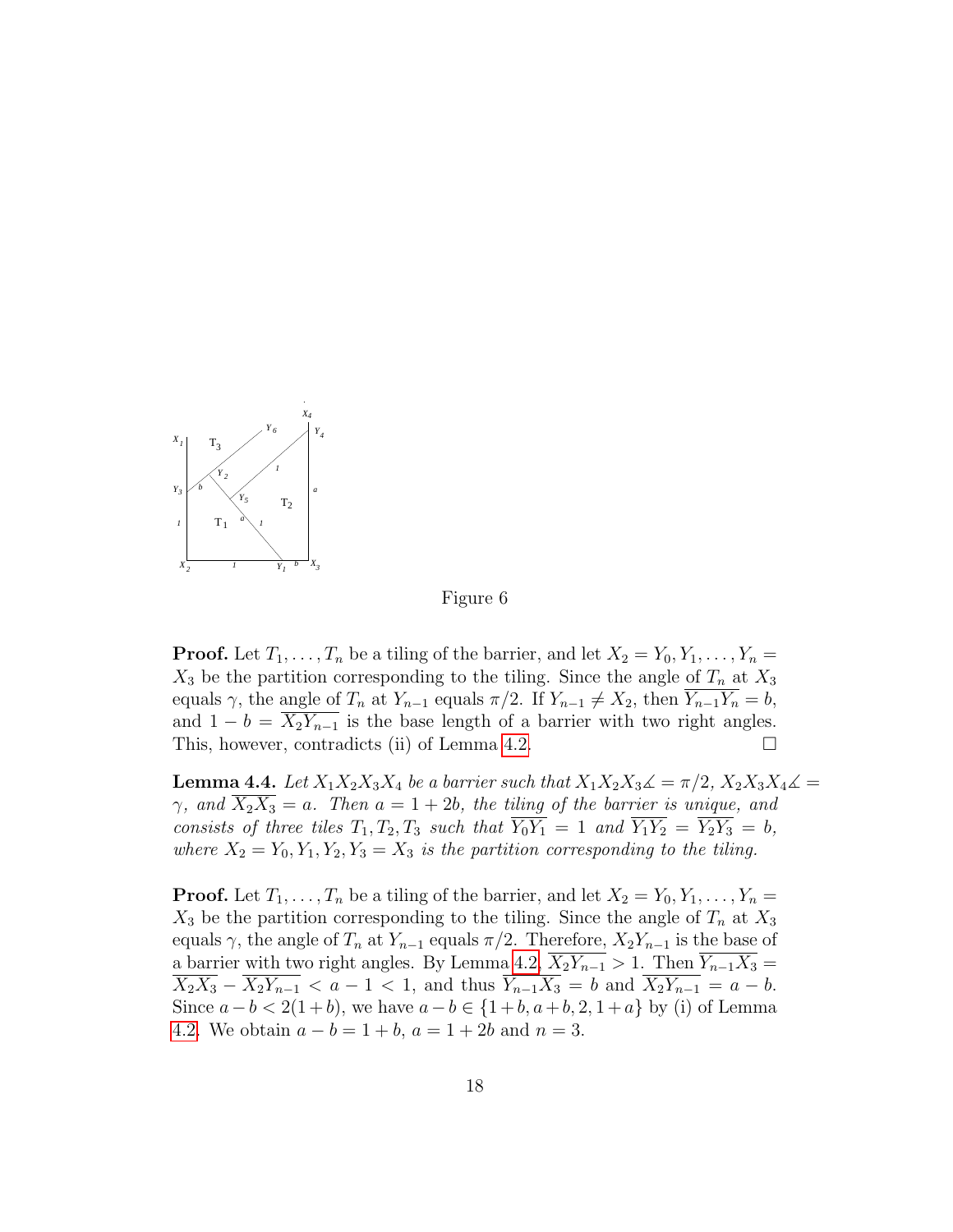Figure 6

**Proof.** Let $T_1, \ldots, T_n$ be a tiling of the barrier, and let $X_2 = Y_0, Y_1, \ldots, Y_n = X_3$ be the partition corresponding to the tiling. Since the angle of $T_n$ at $X_3$ equals $\gamma$, the angle of $T_n$ at $Y_{n-1}$ equals $\pi/2$. If $Y_{n-1} \neq X_2$, then $\overline{Y_{n-1}Y_n} = b$, and $1 - b = \overline{X_2Y_{n-1}}$ is the base length of a barrier with two right angles. This, however, contradicts (ii) of Lemma 4.2. $\square$

**Lemma 4.4.** *Let $X_1X_2X_3X_4$ be a barrier such that $X_1X_2X_3\measuredangle = \pi/2$, $X_2X_3X_4\measuredangle = \gamma$, and $\overline{X_2X_3} = a$. Then $a = 1 + 2b$, the tiling of the barrier is unique, and consists of three tiles $T_1, T_2, T_3$ such that $\overline{Y_0Y_1} = 1$ and $\overline{Y_1Y_2} = \overline{Y_2Y_3} = b$, where $X_2 = Y_0, Y_1, Y_2, Y_3 = X_3$ is the partition corresponding to the tiling.*

**Proof.** Let $T_1, \ldots, T_n$ be a tiling of the barrier, and let $X_2 = Y_0, Y_1, \ldots, Y_n = X_3$ be the partition corresponding to the tiling. Since the angle of $T_n$ at $X_3$ equals $\gamma$, the angle of $T_n$ at $Y_{n-1}$ equals $\pi/2$. Therefore, $X_2Y_{n-1}$ is the base of a barrier with two right angles. By Lemma 4.2, $\overline{X_2Y_{n-1}} > 1$. Then $\overline{Y_{n-1}X_3} = \overline{X_2X_3} - \overline{X_2Y_{n-1}} < a - 1 < 1$, and thus $\overline{Y_{n-1}X_3} = b$ and $\overline{X_2Y_{n-1}} = a - b$. Since $a - b < 2(1 + b)$, we have $a - b \in \{1 + b, a + b, 2, 1 + a\}$ by (i) of Lemma 4.2. We obtain $a - b = 1 + b$, $a = 1 + 2b$ and $n = 3$.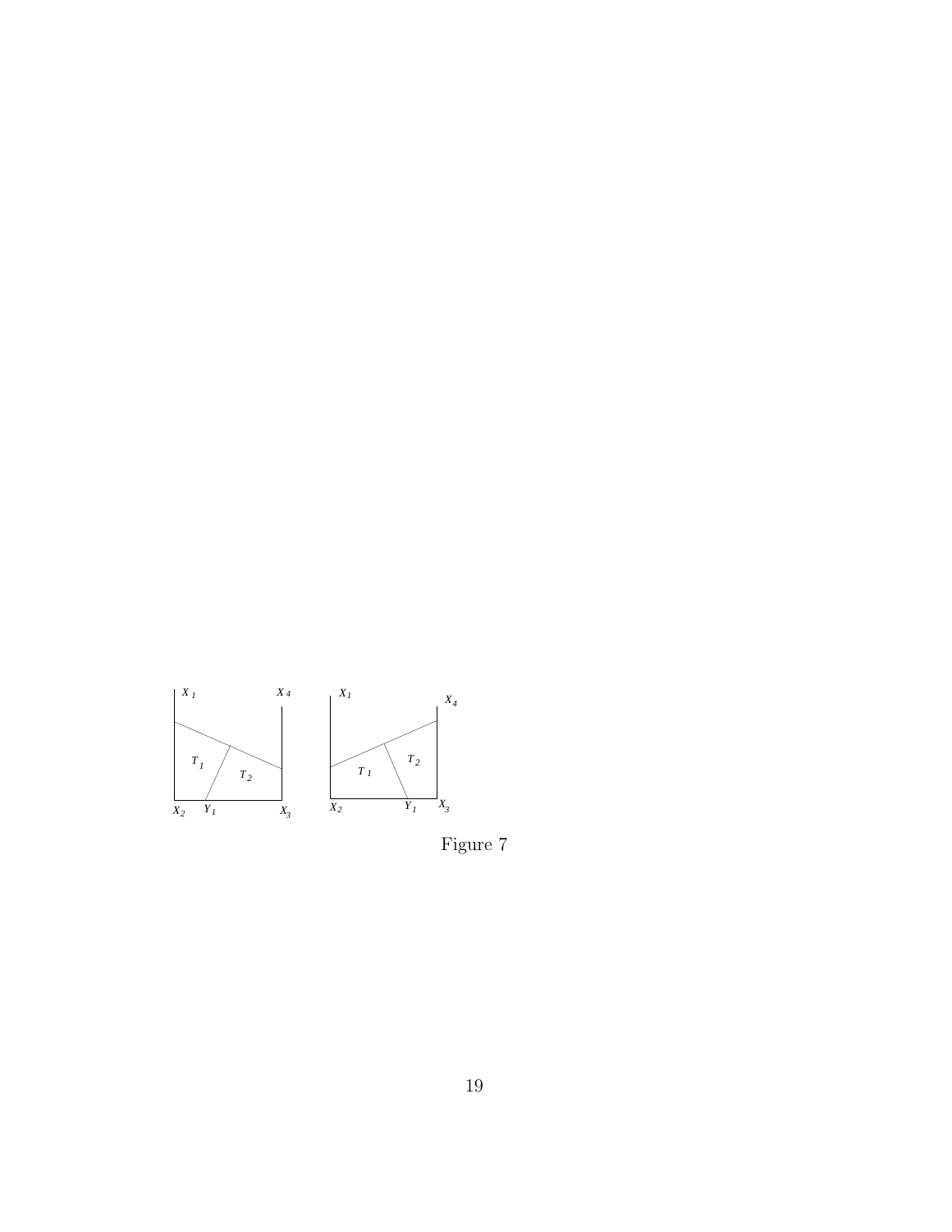Figure 7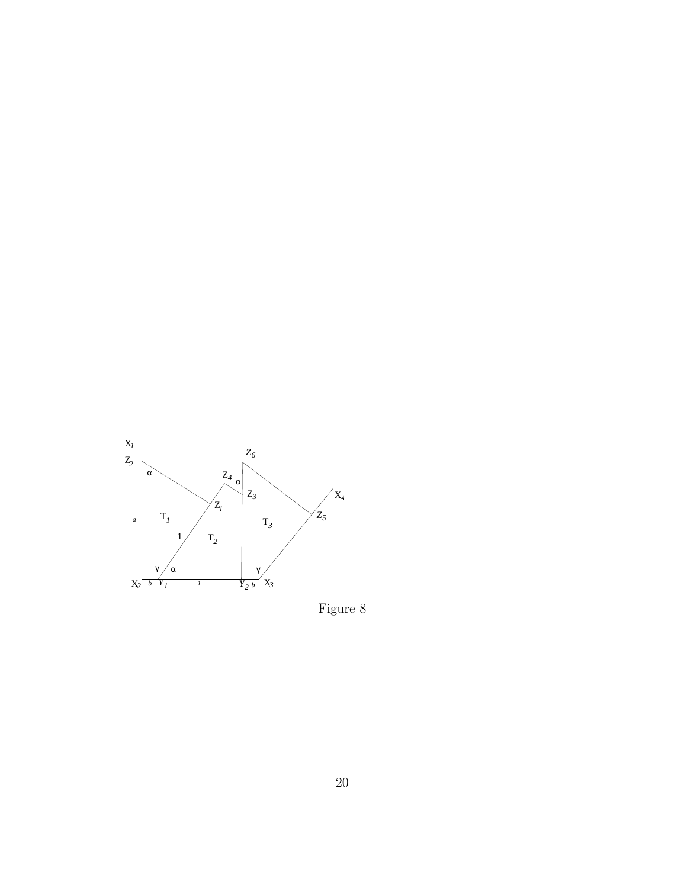Figure 8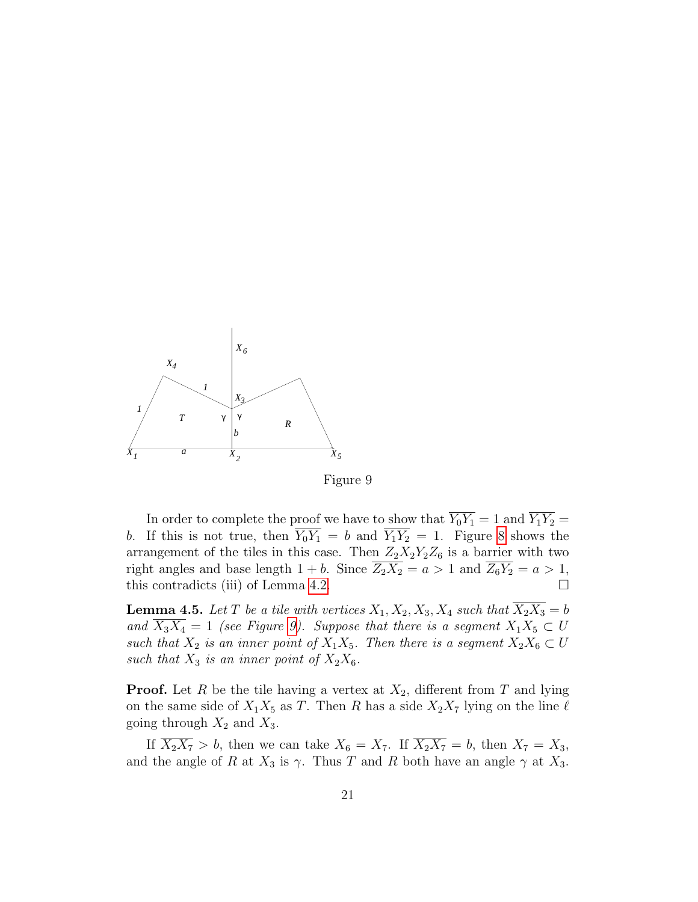Figure 9

In order to complete the proof we have to show that $\overline{Y_0Y_1} = 1$ and $\overline{Y_1Y_2} = b$. If this is not true, then $\overline{Y_0Y_1} = b$ and $\overline{Y_1Y_2} = 1$. Figure 8 shows the arrangement of the tiles in this case. Then $Z_2X_2Y_2Z_6$ is a barrier with two right angles and base length $1 + b$. Since $\overline{Z_2X_2} = a > 1$ and $\overline{Z_6Y_2} = a > 1$, this contradicts (iii) of Lemma 4.2. $\square$

**Lemma 4.5.** *Let $T$ be a tile with vertices $X_1, X_2, X_3, X_4$ such that $\overline{X_2X_3} = b$ and $\overline{X_3X_4} = 1$ (see Figure 9). Suppose that there is a segment $X_1X_5 \subset U$ such that $X_2$ is an inner point of $X_1X_5$. Then there is a segment $X_2X_6 \subset U$ such that $X_3$ is an inner point of $X_2X_6$.*

**Proof.** Let $R$ be the tile having a vertex at $X_2$, different from $T$ and lying on the same side of $X_1X_5$ as $T$. Then $R$ has a side $X_2X_7$ lying on the line $\ell$ going through $X_2$ and $X_3$.

If $\overline{X_2X_7} > b$, then we can take $X_6 = X_7$. If $\overline{X_2X_7} = b$, then $X_7 = X_3$, and the angle of $R$ at $X_3$ is $\gamma$. Thus $T$ and $R$ both have an angle $\gamma$ at $X_3$.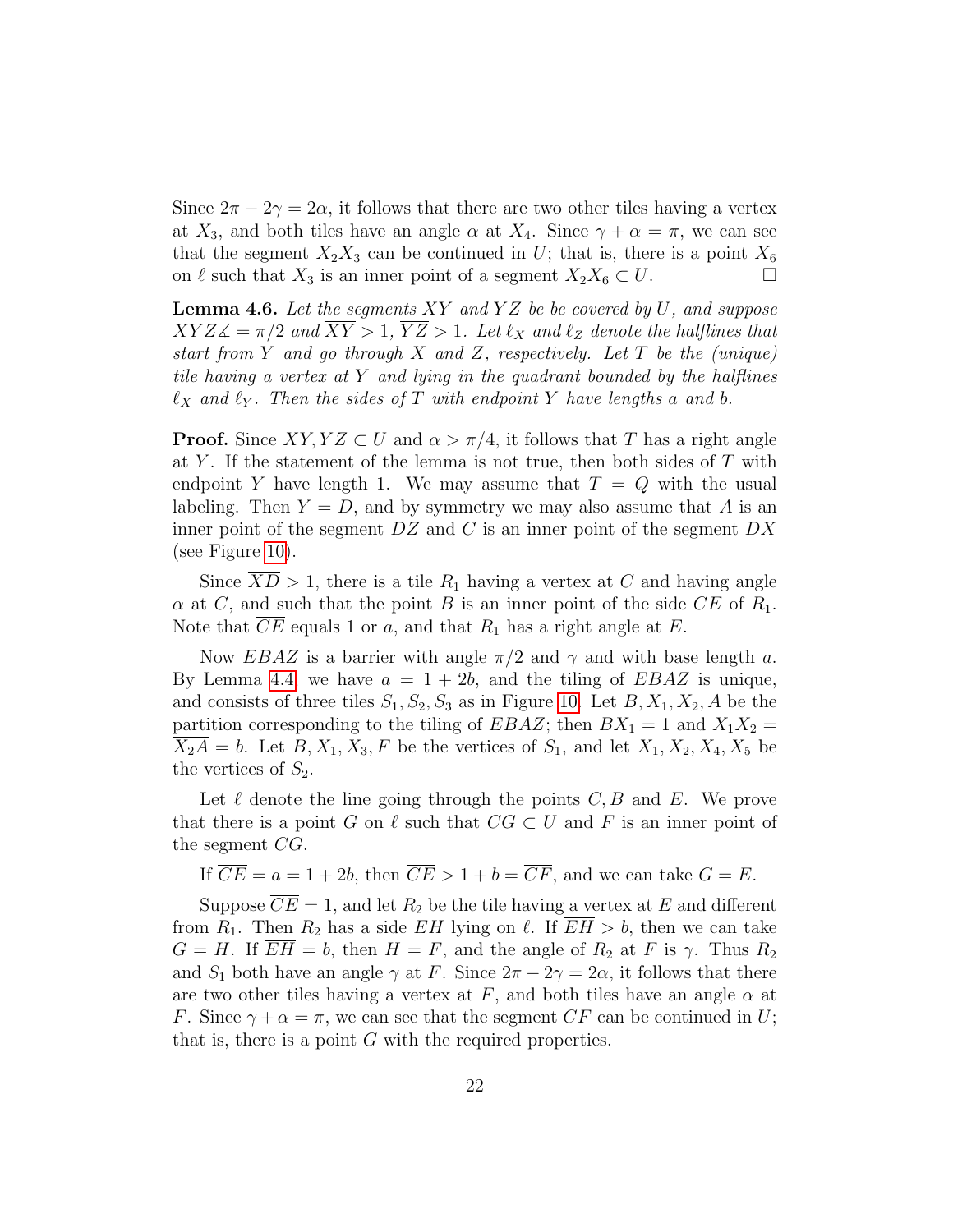Since $2\pi - 2\gamma = 2\alpha$, it follows that there are two other tiles having a vertex at $X_3$, and both tiles have an angle $\alpha$ at $X_4$. Since $\gamma + \alpha = \pi$, we can see that the segment $X_2X_3$ can be continued in $U$; that is, there is a point $X_6$ on $\ell$ such that $X_3$ is an inner point of a segment $X_2X_6 \subset U$. $\square$

**Lemma 4.6.** *Let the segments $XY$ and $YZ$ be be covered by $U$, and suppose $XYZ\measuredangle = \pi/2$ and $\overline{XY} > 1$, $\overline{YZ} > 1$. Let $\ell_X$ and $\ell_Z$ denote the halflines that start from $Y$ and go through $X$ and $Z$, respectively. Let $T$ be the (unique) tile having a vertex at $Y$ and lying in the quadrant bounded by the halflines $\ell_X$ and $\ell_Y$. Then the sides of $T$ with endpoint $Y$ have lengths $a$ and $b$.*

**Proof.** Since $XY, YZ \subset U$ and $\alpha > \pi/4$, it follows that $T$ has a right angle at $Y$. If the statement of the lemma is not true, then both sides of $T$ with endpoint $Y$ have length 1. We may assume that $T = Q$ with the usual labeling. Then $Y = D$, and by symmetry we may also assume that $A$ is an inner point of the segment $DZ$ and $C$ is an inner point of the segment $DX$ (see Figure 10).

Since $\overline{XD} > 1$, there is a tile $R_1$ having a vertex at $C$ and having angle $\alpha$ at $C$, and such that the point $B$ is an inner point of the side $CE$ of $R_1$. Note that $\overline{CE}$ equals 1 or $a$, and that $R_1$ has a right angle at $E$.

Now $EBAZ$ is a barrier with angle $\pi/2$ and $\gamma$ and with base length $a$. By Lemma 4.4, we have $a = 1 + 2b$, and the tiling of $EBAZ$ is unique, and consists of three tiles $S_1, S_2, S_3$ as in Figure 10. Let $B, X_1, X_2, A$ be the partition corresponding to the tiling of $EBAZ$; then $\overline{BX_1} = 1$ and $\overline{X_1X_2} = \overline{X_2A} = b$. Let $B, X_1, X_3, F$ be the vertices of $S_1$, and let $X_1, X_2, X_4, X_5$ be the vertices of $S_2$.

Let $\ell$ denote the line going through the points $C, B$ and $E$. We prove that there is a point $G$ on $\ell$ such that $CG \subset U$ and $F$ is an inner point of the segment $CG$.

If $\overline{CE} = a = 1 + 2b$, then $\overline{CE} > 1 + b = \overline{CF}$, and we can take $G = E$.

Suppose $\overline{CE} = 1$, and let $R_2$ be the tile having a vertex at $E$ and different from $R_1$. Then $R_2$ has a side $EH$ lying on $\ell$. If $\overline{EH} > b$, then we can take $G = H$. If $\overline{EH} = b$, then $H = F$, and the angle of $R_2$ at $F$ is $\gamma$. Thus $R_2$ and $S_1$ both have an angle $\gamma$ at $F$. Since $2\pi - 2\gamma = 2\alpha$, it follows that there are two other tiles having a vertex at $F$, and both tiles have an angle $\alpha$ at $F$. Since $\gamma + \alpha = \pi$, we can see that the segment $CF$ can be continued in $U$; that is, there is a point $G$ with the required properties.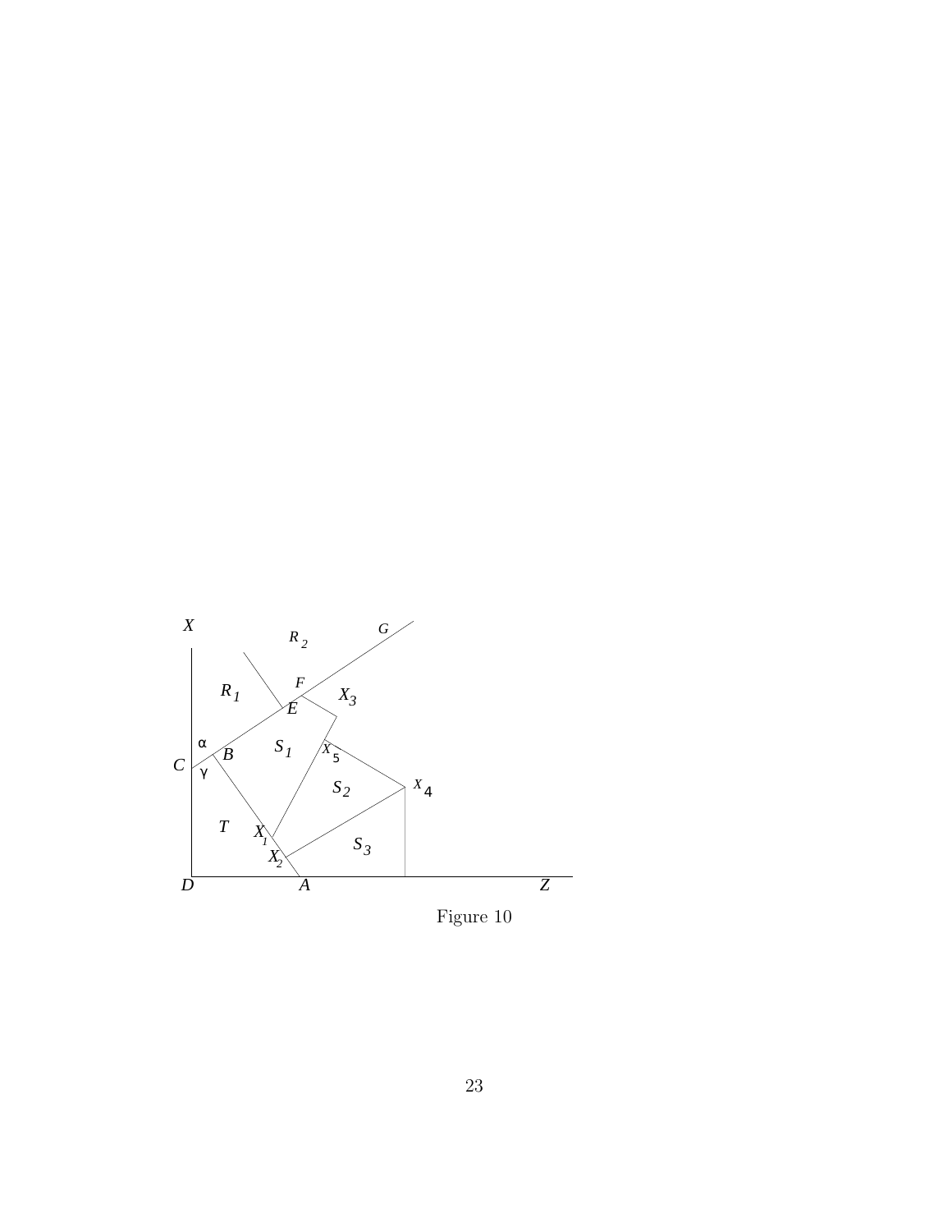Figure 10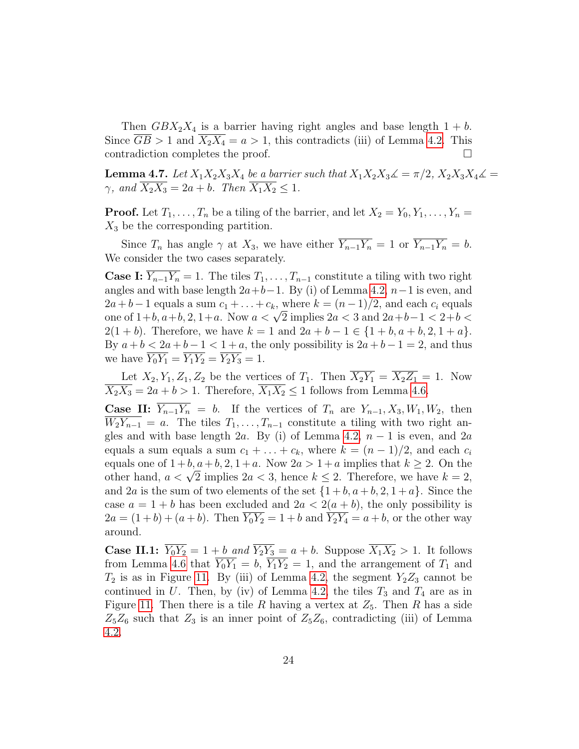Then $GBX_2X_4$ is a barrier having right angles and base length $1+b$. Since $\overline{GB} > 1$ and $\overline{X_2X_4} = a > 1$, this contradicts (iii) of Lemma 4.2. This contradiction completes the proof. $\square$

**Lemma 4.7.** *Let $X_1X_2X_3X_4$ be a barrier such that $X_1X_2X_3\measuredangle = \pi/2$, $X_2X_3X_4\measuredangle = \gamma$, and $\overline{X_2X_3} = 2a+b$. Then $\overline{X_1X_2} \le 1$.*

**Proof.** Let $T_1, \ldots, T_n$ be a tiling of the barrier, and let $X_2 = Y_0, Y_1, \ldots, Y_n = X_3$ be the corresponding partition.

Since $T_n$ has angle $\gamma$ at $X_3$, we have either $\overline{Y_{n-1}Y_n} = 1$ or $\overline{Y_{n-1}Y_n} = b$. We consider the two cases separately.

**Case I:** $\overline{Y_{n-1}Y_n} = 1$. The tiles $T_1, \ldots, T_{n-1}$ constitute a tiling with two right angles and with base length $2a+b-1$. By (i) of Lemma 4.2, $n-1$ is even, and $2a+b-1$ equals a sum $c_1 + \ldots + c_k$, where $k = (n-1)/2$, and each $c_i$ equals one of $1+b, a+b, 2, 1+a$. Now $a < \sqrt{2}$ implies $2a < 3$ and $2a+b-1 < 2+b < 2(1+b)$. Therefore, we have $k=1$ and $2a+b-1 \in \{1+b, a+b, 2, 1+a\}$. By $a+b < 2a+b-1 < 1+a$, the only possibility is $2a+b-1 = 2$, and thus we have $\overline{Y_0Y_1} = \overline{Y_1Y_2} = \overline{Y_2Y_3} = 1$.

Let $X_2, Y_1, Z_1, Z_2$ be the vertices of $T_1$. Then $\overline{X_2Y_1} = \overline{X_2Z_1} = 1$. Now $\overline{X_2X_3} = 2a+b > 1$. Therefore, $\overline{X_1X_2} \le 1$ follows from Lemma 4.6.

**Case II:** $\overline{Y_{n-1}Y_n} = b$. If the vertices of $T_n$ are $Y_{n-1}, X_3, W_1, W_2$, then $\overline{W_2Y_{n-1}} = a$. The tiles $T_1, \ldots, T_{n-1}$ constitute a tiling with two right angles and with base length $2a$. By (i) of Lemma 4.2, $n-1$ is even, and $2a$ equals a sum equals a sum $c_1 + \ldots + c_k$, where $k = (n-1)/2$, and each $c_i$ equals one of $1+b, a+b, 2, 1+a$. Now $2a > 1+a$ implies that $k \ge 2$. On the other hand, $a < \sqrt{2}$ implies $2a < 3$, hence $k \le 2$. Therefore, we have $k=2$, and $2a$ is the sum of two elements of the set $\{1+b, a+b, 2, 1+a\}$. Since the case $a = 1+b$ has been excluded and $2a < 2(a+b)$, the only possibility is $2a = (1+b) + (a+b)$. Then $\overline{Y_0Y_2} = 1+b$ and $\overline{Y_2Y_4} = a+b$, or the other way around.

**Case II.1:** *$\overline{Y_0Y_2} = 1+b$ and $\overline{Y_2Y_3} = a+b$.* Suppose $\overline{X_1X_2} > 1$. It follows from Lemma 4.6 that $\overline{Y_0Y_1} = b$, $\overline{Y_1Y_2} = 1$, and the arrangement of $T_1$ and $T_2$ is as in Figure 11. By (iii) of Lemma 4.2, the segment $Y_2Z_3$ cannot be continued in $U$. Then, by (iv) of Lemma 4.2, the tiles $T_3$ and $T_4$ are as in Figure 11. Then there is a tile $R$ having a vertex at $Z_5$. Then $R$ has a side $Z_5Z_6$ such that $Z_3$ is an inner point of $Z_5Z_6$, contradicting (iii) of Lemma 4.2.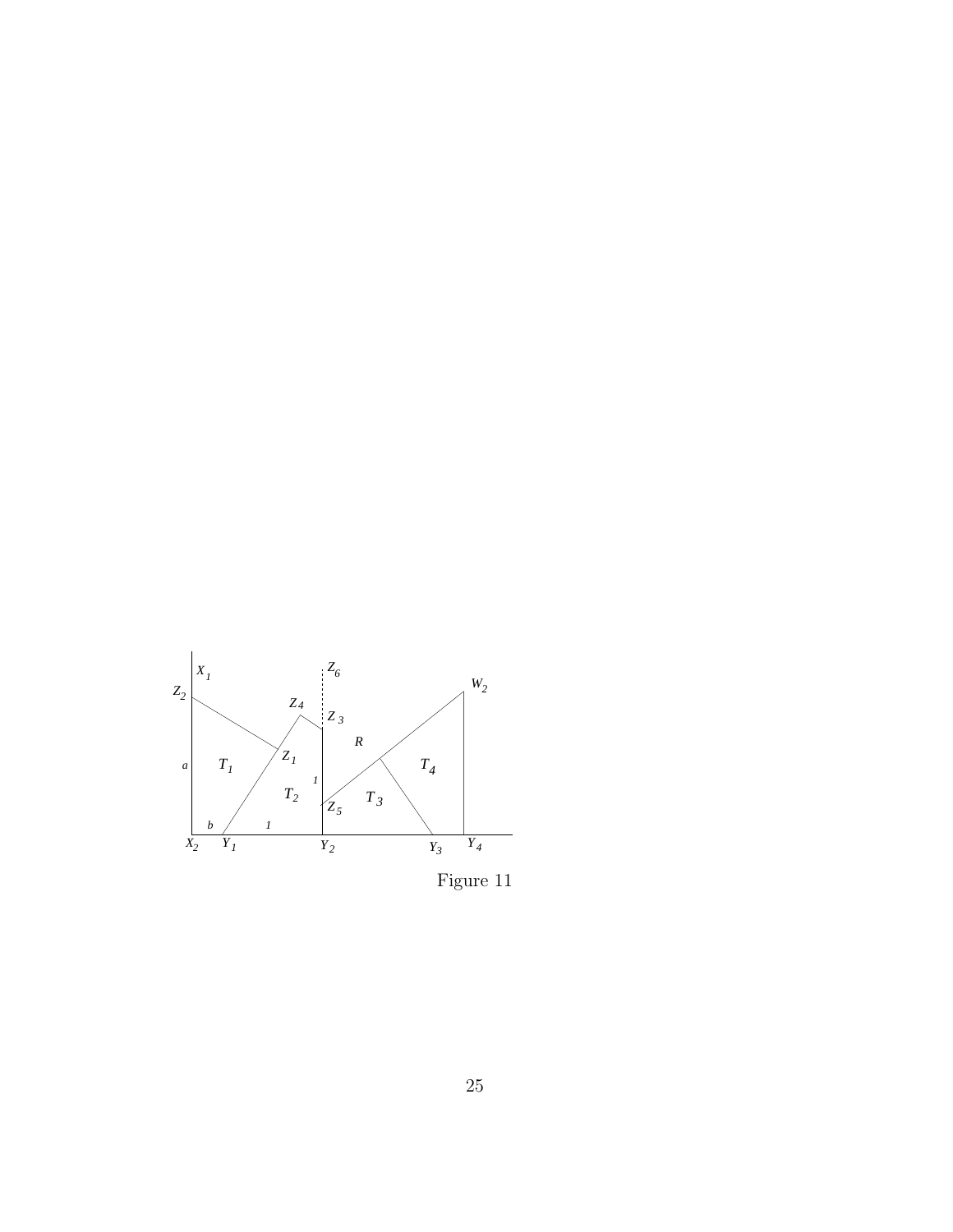Figure 11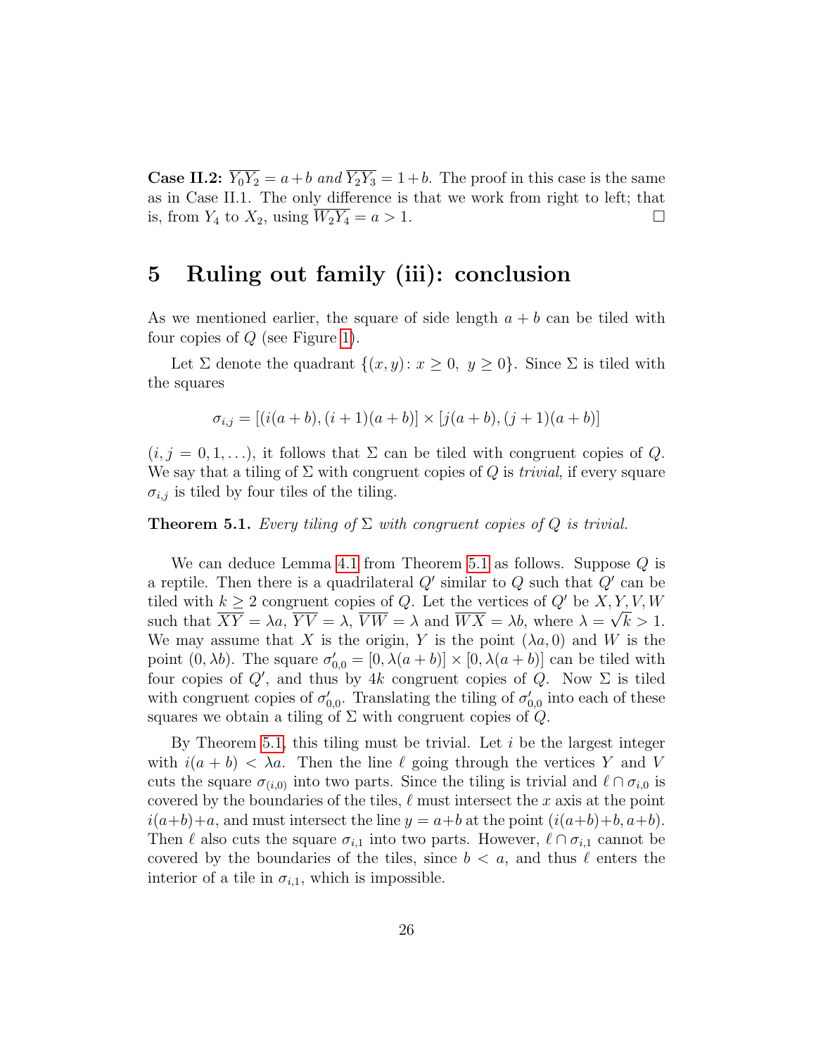**Case II.2:** $\overline{Y_0Y_2} = a+b$ *and* $\overline{Y_2Y_3} = 1+b$. The proof in this case is the same as in Case II.1. The only difference is that we work from right to left; that is, from $Y_4$ to $X_2$, using $\overline{W_2Y_4} = a > 1$. $\square$

# 5 Ruling out family (iii): conclusion

As we mentioned earlier, the square of side length $a+b$ can be tiled with four copies of $Q$ (see Figure 1).

Let $\Sigma$ denote the quadrant $\{(x,y)\colon x \geq 0,\ y \geq 0\}$. Since $\Sigma$ is tiled with the squares

$$\sigma_{i,j} = [(i(a+b),(i+1)(a+b)] \times [j(a+b),(j+1)(a+b)]$$

($i,j = 0,1,\ldots$), it follows that $\Sigma$ can be tiled with congruent copies of $Q$. We say that a tiling of $\Sigma$ with congruent copies of $Q$ is *trivial*, if every square $\sigma_{i,j}$ is tiled by four tiles of the tiling.

**Theorem 5.1.** *Every tiling of $\Sigma$ with congruent copies of $Q$ is trivial.*

We can deduce Lemma 4.1 from Theorem 5.1 as follows. Suppose $Q$ is a reptile. Then there is a quadrilateral $Q'$ similar to $Q$ such that $Q'$ can be tiled with $k \geq 2$ congruent copies of $Q$. Let the vertices of $Q'$ be $X,Y,V,W$ such that $\overline{XY} = \lambda a$, $\overline{YV} = \lambda$, $\overline{VW} = \lambda$ and $\overline{WX} = \lambda b$, where $\lambda = \sqrt{k} > 1$. We may assume that $X$ is the origin, $Y$ is the point $(\lambda a, 0)$ and $W$ is the point $(0,\lambda b)$. The square $\sigma'_{0,0} = [0,\lambda(a+b)] \times [0,\lambda(a+b)]$ can be tiled with four copies of $Q'$, and thus by $4k$ congruent copies of $Q$. Now $\Sigma$ is tiled with congruent copies of $\sigma'_{0,0}$. Translating the tiling of $\sigma'_{0,0}$ into each of these squares we obtain a tiling of $\Sigma$ with congruent copies of $Q$.

By Theorem 5.1, this tiling must be trivial. Let $i$ be the largest integer with $i(a+b) < \lambda a$. Then the line $\ell$ going through the vertices $Y$ and $V$ cuts the square $\sigma_{(i,0)}$ into two parts. Since the tiling is trivial and $\ell \cap \sigma_{i,0}$ is covered by the boundaries of the tiles, $\ell$ must intersect the $x$ axis at the point $i(a+b)+a$, and must intersect the line $y = a+b$ at the point $(i(a+b)+b, a+b)$. Then $\ell$ also cuts the square $\sigma_{i,1}$ into two parts. However, $\ell \cap \sigma_{i,1}$ cannot be covered by the boundaries of the tiles, since $b < a$, and thus $\ell$ enters the interior of a tile in $\sigma_{i,1}$, which is impossible.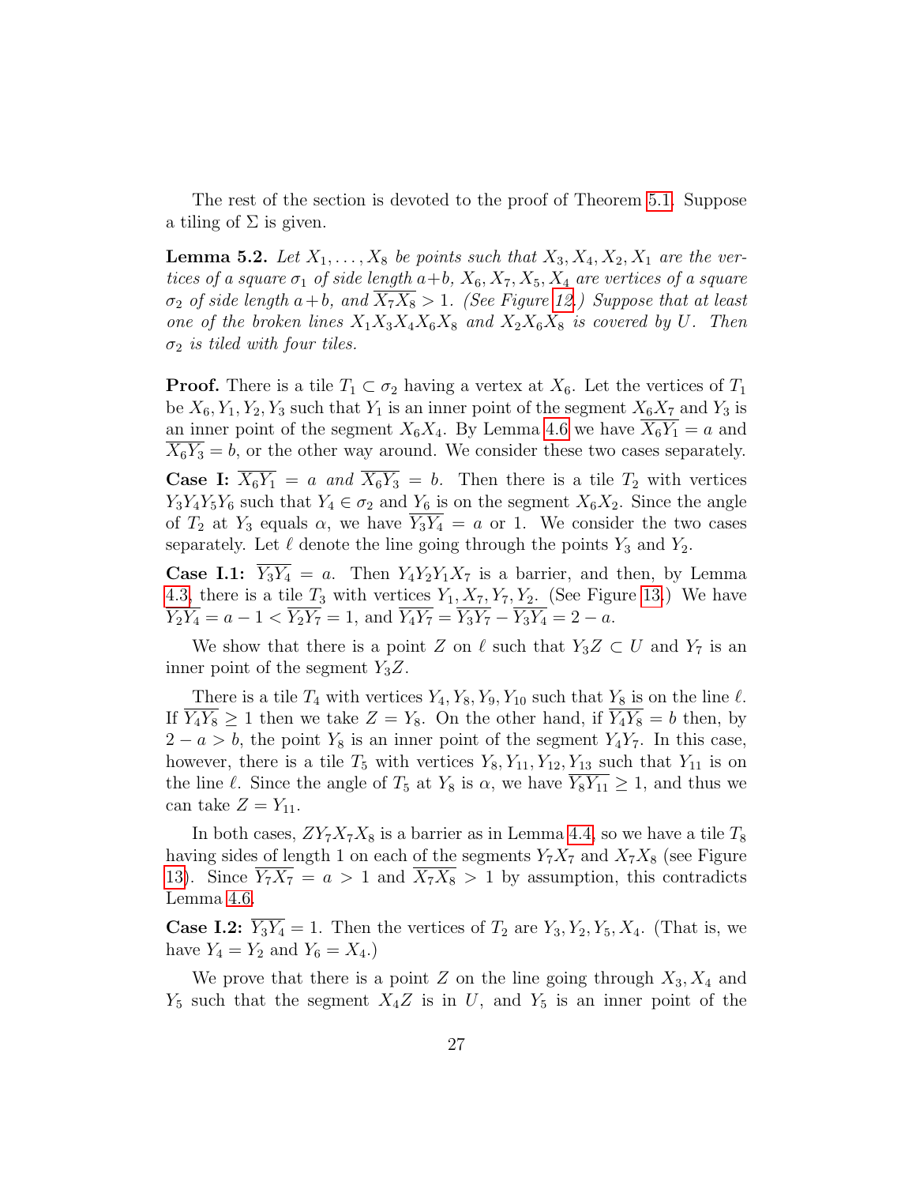The rest of the section is devoted to the proof of Theorem 5.1. Suppose a tiling of $\Sigma$ is given.

**Lemma 5.2.** *Let $X_1, \dots, X_8$ be points such that $X_3, X_4, X_2, X_1$ are the vertices of a square $\sigma_1$ of side length $a+b$, $X_6, X_7, X_5, X_4$ are vertices of a square $\sigma_2$ of side length $a+b$, and $\overline{X_7X_8} > 1$. (See Figure 12.) Suppose that at least one of the broken lines $X_1X_3X_4X_6X_8$ and $X_2X_6X_8$ is covered by $U$. Then $\sigma_2$ is tiled with four tiles.*

**Proof.** There is a tile $T_1 \subset \sigma_2$ having a vertex at $X_6$. Let the vertices of $T_1$ be $X_6, Y_1, Y_2, Y_3$ such that $Y_1$ is an inner point of the segment $X_6X_7$ and $Y_3$ is an inner point of the segment $X_6X_4$. By Lemma 4.6 we have $\overline{X_6Y_1} = a$ and $\overline{X_6Y_3} = b$, or the other way around. We consider these two cases separately.

**Case I:** *$\overline{X_6Y_1} = a$ and $\overline{X_6Y_3} = b$.* Then there is a tile $T_2$ with vertices $Y_3Y_4Y_5Y_6$ such that $Y_4 \in \sigma_2$ and $Y_6$ is on the segment $X_6X_2$. Since the angle of $T_2$ at $Y_3$ equals $\alpha$, we have $\overline{Y_3Y_4} = a$ or 1. We consider the two cases separately. Let $\ell$ denote the line going through the points $Y_3$ and $Y_2$.

**Case I.1:** $\overline{Y_3Y_4} = a$. Then $Y_4Y_2Y_1X_7$ is a barrier, and then, by Lemma 4.3, there is a tile $T_3$ with vertices $Y_1, X_7, Y_7, Y_2$. (See Figure 13.) We have $\overline{Y_2Y_4} = a - 1 < \overline{Y_2Y_7} = 1$, and $\overline{Y_4Y_7} = \overline{Y_3Y_7} - \overline{Y_3Y_4} = 2 - a$.

We show that there is a point $Z$ on $\ell$ such that $Y_3Z \subset U$ and $Y_7$ is an inner point of the segment $Y_3Z$.

There is a tile $T_4$ with vertices $Y_4, Y_8, Y_9, Y_{10}$ such that $Y_8$ is on the line $\ell$. If $\overline{Y_4Y_8} \geq 1$ then we take $Z = Y_8$. On the other hand, if $\overline{Y_4Y_8} = b$ then, by $2 - a > b$, the point $Y_8$ is an inner point of the segment $Y_4Y_7$. In this case, however, there is a tile $T_5$ with vertices $Y_8, Y_{11}, Y_{12}, Y_{13}$ such that $Y_{11}$ is on the line $\ell$. Since the angle of $T_5$ at $Y_8$ is $\alpha$, we have $\overline{Y_8Y_{11}} \geq 1$, and thus we can take $Z = Y_{11}$.

In both cases, $ZY_7X_7X_8$ is a barrier as in Lemma 4.4, so we have a tile $T_8$ having sides of length 1 on each of the segments $Y_7X_7$ and $X_7X_8$ (see Figure 13). Since $\overline{Y_7X_7} = a > 1$ and $\overline{X_7X_8} > 1$ by assumption, this contradicts Lemma 4.6.

**Case I.2:** $\overline{Y_3Y_4} = 1$. Then the vertices of $T_2$ are $Y_3, Y_2, Y_5, X_4$. (That is, we have $Y_4 = Y_2$ and $Y_6 = X_4$.)

We prove that there is a point $Z$ on the line going through $X_3, X_4$ and $Y_5$ such that the segment $X_4Z$ is in $U$, and $Y_5$ is an inner point of the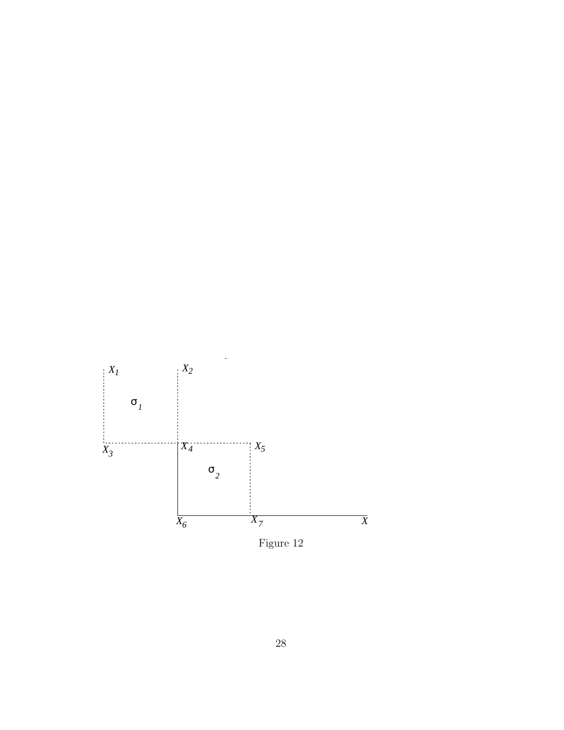Figure 12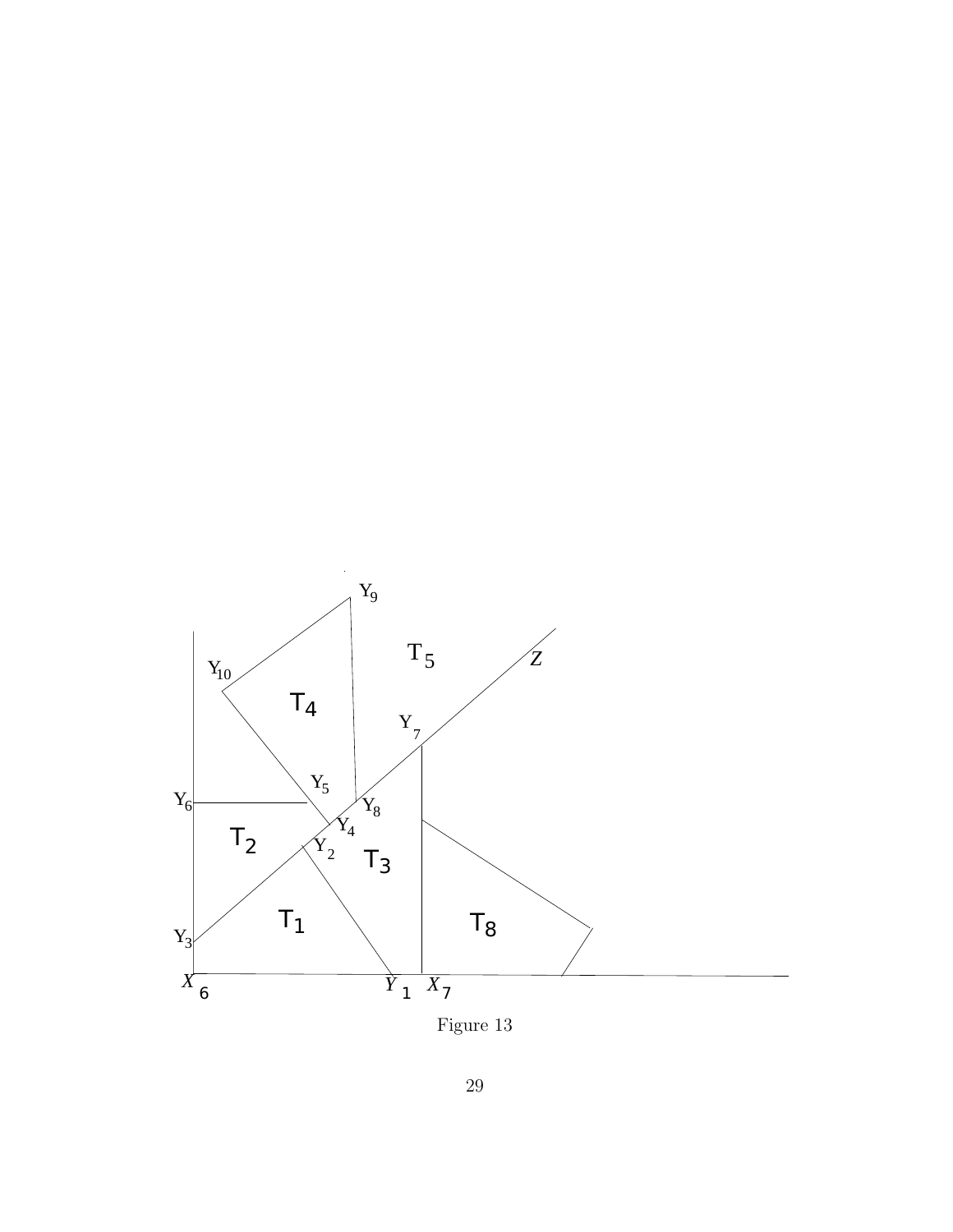Figure 13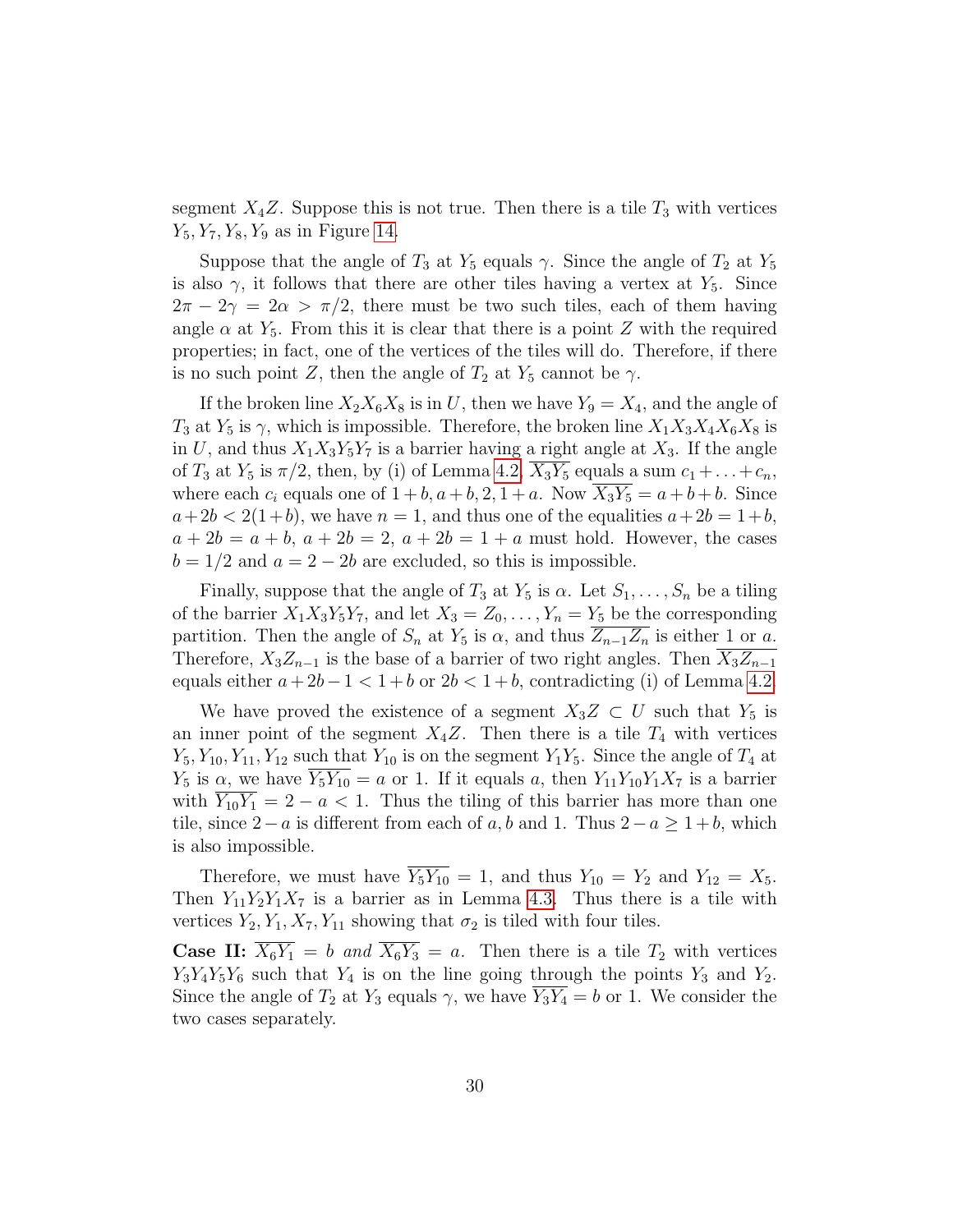segment $X_4Z$. Suppose this is not true. Then there is a tile $T_3$ with vertices $Y_5, Y_7, Y_8, Y_9$ as in Figure 14.

Suppose that the angle of $T_3$ at $Y_5$ equals $\gamma$. Since the angle of $T_2$ at $Y_5$ is also $\gamma$, it follows that there are other tiles having a vertex at $Y_5$. Since $2\pi - 2\gamma = 2\alpha > \pi/2$, there must be two such tiles, each of them having angle $\alpha$ at $Y_5$. From this it is clear that there is a point $Z$ with the required properties; in fact, one of the vertices of the tiles will do. Therefore, if there is no such point $Z$, then the angle of $T_2$ at $Y_5$ cannot be $\gamma$.

If the broken line $X_2X_6X_8$ is in $U$, then we have $Y_9 = X_4$, and the angle of $T_3$ at $Y_5$ is $\gamma$, which is impossible. Therefore, the broken line $X_1X_3X_4X_6X_8$ is in $U$, and thus $X_1X_3Y_5Y_7$ is a barrier having a right angle at $X_3$. If the angle of $T_3$ at $Y_5$ is $\pi/2$, then, by (i) of Lemma 4.2, $\overline{X_3Y_5}$ equals a sum $c_1 + \ldots + c_n$, where each $c_i$ equals one of $1+b, a+b, 2, 1+a$. Now $\overline{X_3Y_5} = a+b+b$. Since $a+2b < 2(1+b)$, we have $n = 1$, and thus one of the equalities $a+2b = 1+b$, $a+2b = a+b$, $a+2b = 2$, $a+2b = 1+a$ must hold. However, the cases $b = 1/2$ and $a = 2-2b$ are excluded, so this is impossible.

Finally, suppose that the angle of $T_3$ at $Y_5$ is $\alpha$. Let $S_1, \ldots, S_n$ be a tiling of the barrier $X_1X_3Y_5Y_7$, and let $X_3 = Z_0, \ldots, Y_n = Y_5$ be the corresponding partition. Then the angle of $S_n$ at $Y_5$ is $\alpha$, and thus $\overline{Z_{n-1}Z_n}$ is either 1 or $a$. Therefore, $X_3Z_{n-1}$ is the base of a barrier of two right angles. Then $\overline{X_3Z_{n-1}}$ equals either $a+2b-1 < 1+b$ or $2b < 1+b$, contradicting (i) of Lemma 4.2.

We have proved the existence of a segment $X_3Z \subset U$ such that $Y_5$ is an inner point of the segment $X_4Z$. Then there is a tile $T_4$ with vertices $Y_5, Y_{10}, Y_{11}, Y_{12}$ such that $Y_{10}$ is on the segment $Y_1Y_5$. Since the angle of $T_4$ at $Y_5$ is $\alpha$, we have $\overline{Y_5Y_{10}} = a$ or 1. If it equals $a$, then $Y_{11}Y_{10}Y_1X_7$ is a barrier with $\overline{Y_{10}Y_1} = 2-a < 1$. Thus the tiling of this barrier has more than one tile, since $2-a$ is different from each of $a, b$ and 1. Thus $2-a \geq 1+b$, which is also impossible.

Therefore, we must have $\overline{Y_5Y_{10}} = 1$, and thus $Y_{10} = Y_2$ and $Y_{12} = X_5$. Then $Y_{11}Y_2Y_1X_7$ is a barrier as in Lemma 4.3. Thus there is a tile with vertices $Y_2, Y_1, X_7, Y_{11}$ showing that $\sigma_2$ is tiled with four tiles.

**Case II:** *$\overline{X_6Y_1} = b$ and $\overline{X_6Y_3} = a$.* Then there is a tile $T_2$ with vertices $Y_3Y_4Y_5Y_6$ such that $Y_4$ is on the line going through the points $Y_3$ and $Y_2$. Since the angle of $T_2$ at $Y_3$ equals $\gamma$, we have $\overline{Y_3Y_4} = b$ or 1. We consider the two cases separately.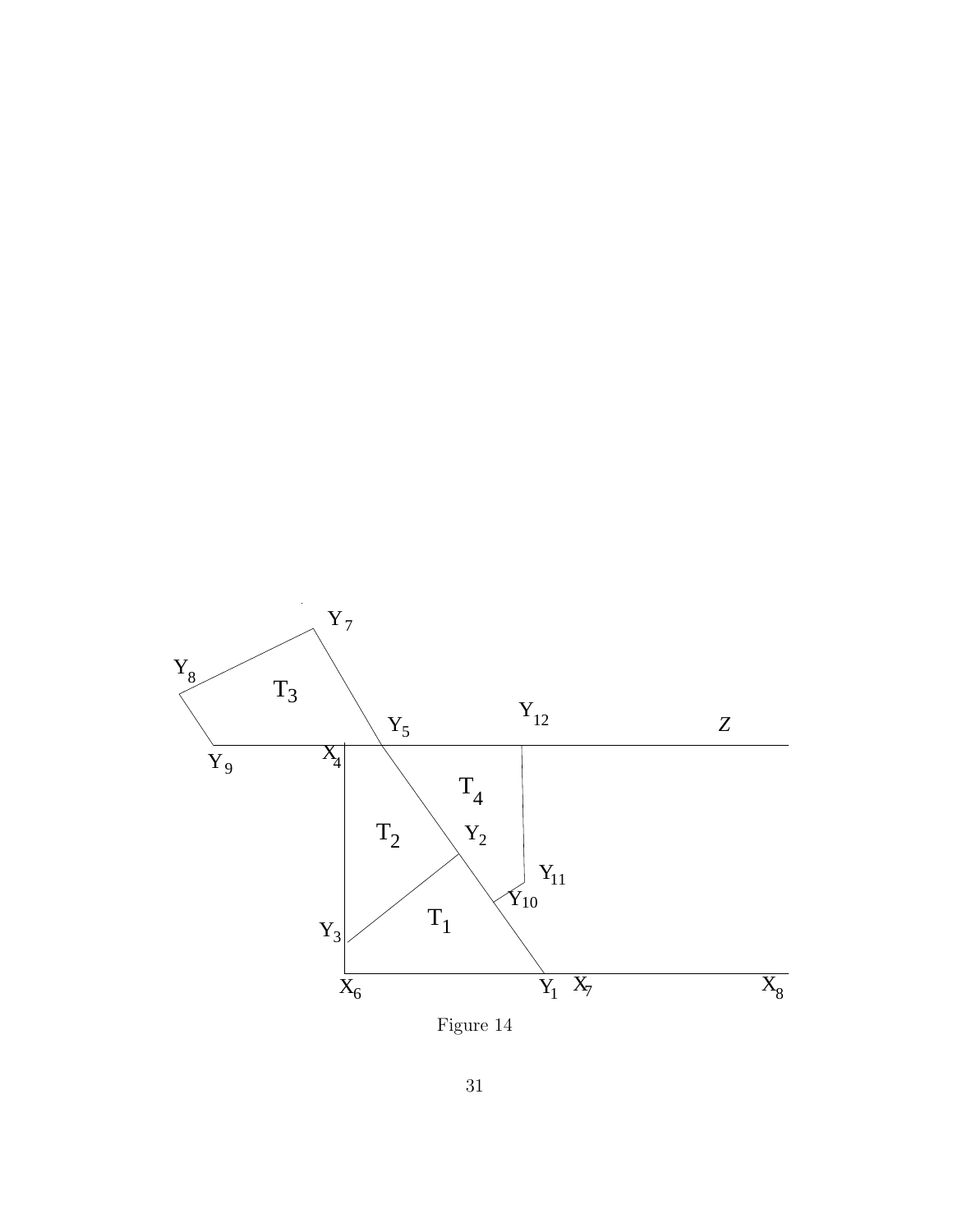Figure 14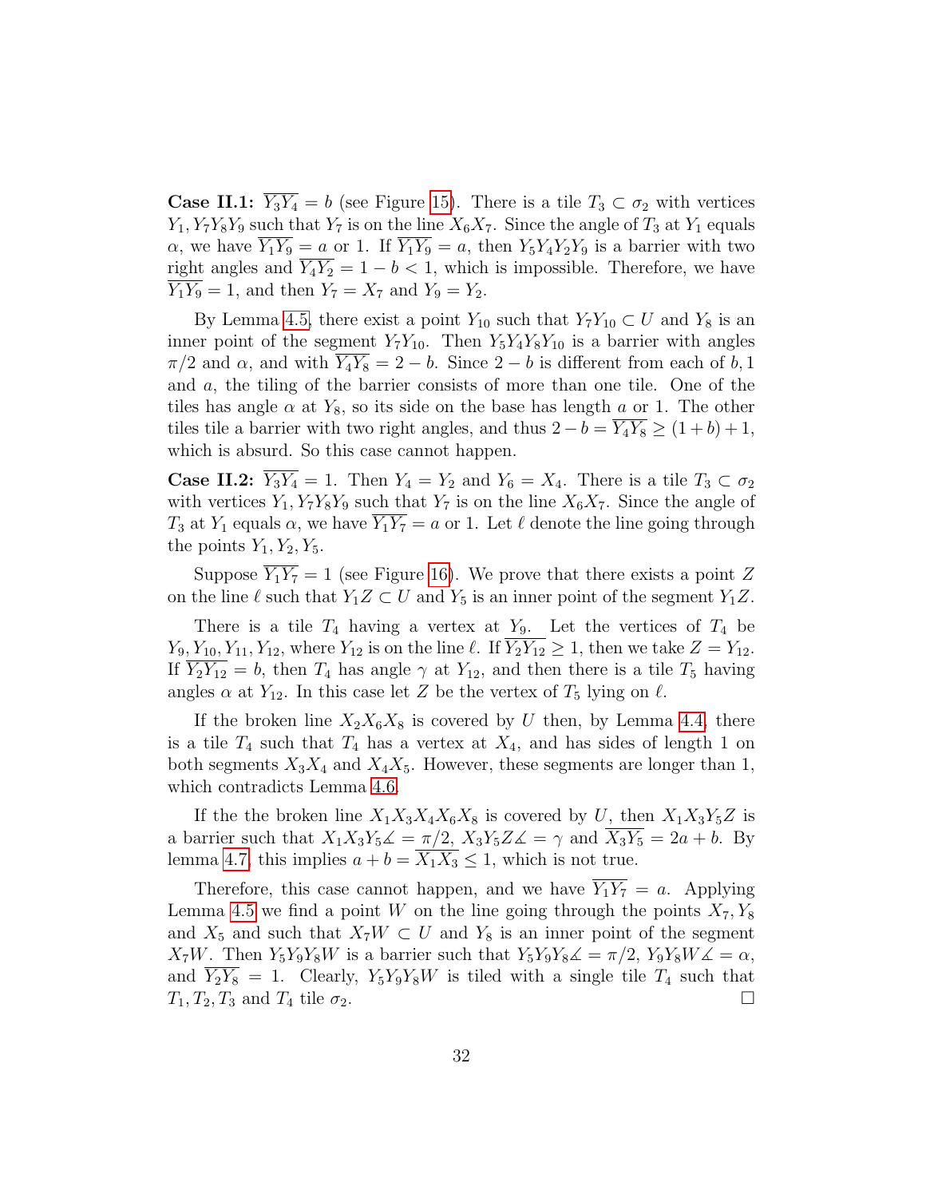**Case II.1:** $\overline{Y_3Y_4} = b$ (see Figure 15). There is a tile $T_3 \subset \sigma_2$ with vertices $Y_1, Y_7Y_8Y_9$ such that $Y_7$ is on the line $X_6X_7$. Since the angle of $T_3$ at $Y_1$ equals $\alpha$, we have $\overline{Y_1Y_9} = a$ or 1. If $\overline{Y_1Y_9} = a$, then $Y_5Y_4Y_2Y_9$ is a barrier with two right angles and $\overline{Y_4Y_2} = 1 - b < 1$, which is impossible. Therefore, we have $\overline{Y_1Y_9} = 1$, and then $Y_7 = X_7$ and $Y_9 = Y_2$.

By Lemma 4.5, there exist a point $Y_{10}$ such that $Y_7Y_{10} \subset U$ and $Y_8$ is an inner point of the segment $Y_7Y_{10}$. Then $Y_5Y_4Y_8Y_{10}$ is a barrier with angles $\pi/2$ and $\alpha$, and with $\overline{Y_4Y_8} = 2 - b$. Since $2 - b$ is different from each of $b, 1$ and $a$, the tiling of the barrier consists of more than one tile. One of the tiles has angle $\alpha$ at $Y_8$, so its side on the base has length $a$ or 1. The other tiles tile a barrier with two right angles, and thus $2 - b = \overline{Y_4Y_8} \geq (1 + b) + 1$, which is absurd. So this case cannot happen.

**Case II.2:** $\overline{Y_3Y_4} = 1$. Then $Y_4 = Y_2$ and $Y_6 = X_4$. There is a tile $T_3 \subset \sigma_2$ with vertices $Y_1, Y_7Y_8Y_9$ such that $Y_7$ is on the line $X_6X_7$. Since the angle of $T_3$ at $Y_1$ equals $\alpha$, we have $\overline{Y_1Y_7} = a$ or 1. Let $\ell$ denote the line going through the points $Y_1, Y_2, Y_5$.

Suppose $\overline{Y_1Y_7} = 1$ (see Figure 16). We prove that there exists a point $Z$ on the line $\ell$ such that $Y_1Z \subset U$ and $Y_5$ is an inner point of the segment $Y_1Z$.

There is a tile $T_4$ having a vertex at $Y_9$. Let the vertices of $T_4$ be $Y_9, Y_{10}, Y_{11}, Y_{12}$, where $Y_{12}$ is on the line $\ell$. If $\overline{Y_2Y_{12}} \geq 1$, then we take $Z = Y_{12}$. If $\overline{Y_2Y_{12}} = b$, then $T_4$ has angle $\gamma$ at $Y_{12}$, and then there is a tile $T_5$ having angles $\alpha$ at $Y_{12}$. In this case let $Z$ be the vertex of $T_5$ lying on $\ell$.

If the broken line $X_2X_6X_8$ is covered by $U$ then, by Lemma 4.4, there is a tile $T_4$ such that $T_4$ has a vertex at $X_4$, and has sides of length 1 on both segments $X_3X_4$ and $X_4X_5$. However, these segments are longer than 1, which contradicts Lemma 4.6.

If the the broken line $X_1X_3X_4X_6X_8$ is covered by $U$, then $X_1X_3Y_5Z$ is a barrier such that $X_1X_3Y_5\measuredangle = \pi/2$, $X_3Y_5Z\measuredangle = \gamma$ and $\overline{X_3Y_5} = 2a + b$. By lemma 4.7, this implies $a + b = \overline{X_1X_3} \leq 1$, which is not true.

Therefore, this case cannot happen, and we have $\overline{Y_1Y_7} = a$. Applying Lemma 4.5 we find a point $W$ on the line going through the points $X_7, Y_8$ and $X_5$ and such that $X_7W \subset U$ and $Y_8$ is an inner point of the segment $X_7W$. Then $Y_5Y_9Y_8W$ is a barrier such that $Y_5Y_9Y_8\measuredangle = \pi/2$, $Y_9Y_8W\measuredangle = \alpha$, and $\overline{Y_2Y_8} = 1$. Clearly, $Y_5Y_9Y_8W$ is tiled with a single tile $T_4$ such that $T_1, T_2, T_3$ and $T_4$ tile $\sigma_2$. $\square$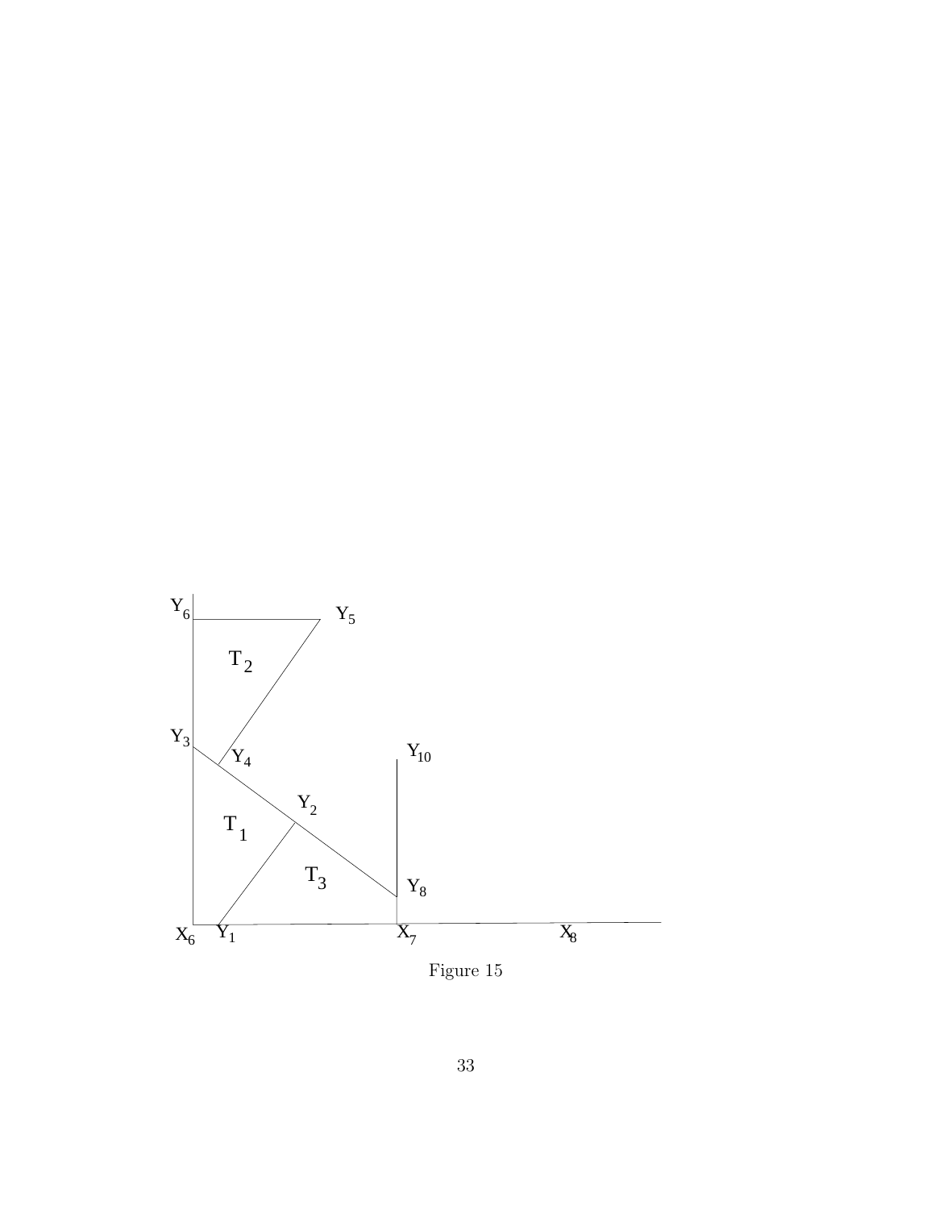Figure 15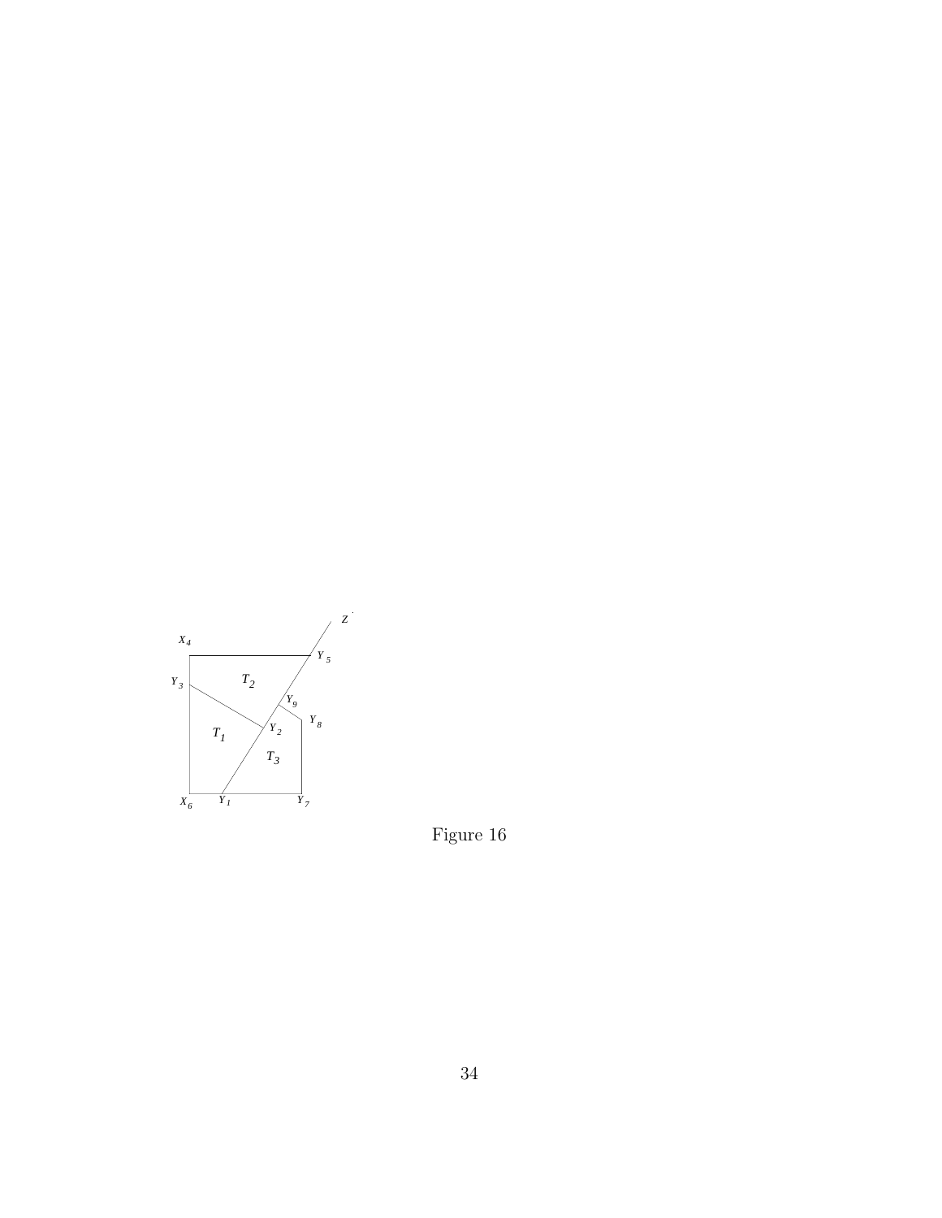Figure 16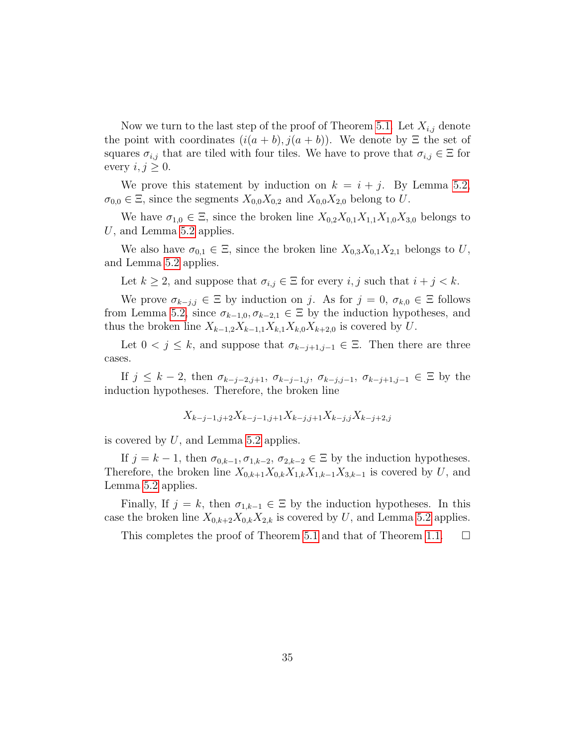Now we turn to the last step of the proof of Theorem 5.1. Let $X_{i,j}$ denote the point with coordinates $(i(a+b), j(a+b))$. We denote by $\Xi$ the set of squares $\sigma_{i,j}$ that are tiled with four tiles. We have to prove that $\sigma_{i,j} \in \Xi$ for every $i, j \geq 0$.

We prove this statement by induction on $k = i + j$. By Lemma 5.2, $\sigma_{0,0} \in \Xi$, since the segments $X_{0,0}X_{0,2}$ and $X_{0,0}X_{2,0}$ belong to $U$.

We have $\sigma_{1,0} \in \Xi$, since the broken line $X_{0,2}X_{0,1}X_{1,1}X_{1,0}X_{3,0}$ belongs to $U$, and Lemma 5.2 applies.

We also have $\sigma_{0,1} \in \Xi$, since the broken line $X_{0,3}X_{0,1}X_{2,1}$ belongs to $U$, and Lemma 5.2 applies.

Let $k \geq 2$, and suppose that $\sigma_{i,j} \in \Xi$ for every $i, j$ such that $i + j < k$.

We prove $\sigma_{k-j,j} \in \Xi$ by induction on $j$. As for $j = 0$, $\sigma_{k,0} \in \Xi$ follows from Lemma 5.2, since $\sigma_{k-1,0}, \sigma_{k-2,1} \in \Xi$ by the induction hypotheses, and thus the broken line $X_{k-1,2}X_{k-1,1}X_{k,1}X_{k,0}X_{k+2,0}$ is covered by $U$.

Let $0 < j \leq k$, and suppose that $\sigma_{k-j+1,j-1} \in \Xi$. Then there are three cases.

If $j \leq k-2$, then $\sigma_{k-j-2,j+1}$, $\sigma_{k-j-1,j}$, $\sigma_{k-j,j-1}$, $\sigma_{k-j+1,j-1} \in \Xi$ by the induction hypotheses. Therefore, the broken line

$$X_{k-j-1,j+2}X_{k-j-1,j+1}X_{k-j,j+1}X_{k-j,j}X_{k-j+2,j}$$

is covered by $U$, and Lemma 5.2 applies.

If $j = k-1$, then $\sigma_{0,k-1}, \sigma_{1,k-2}$, $\sigma_{2,k-2} \in \Xi$ by the induction hypotheses. Therefore, the broken line $X_{0,k+1}X_{0,k}X_{1,k}X_{1,k-1}X_{3,k-1}$ is covered by $U$, and Lemma 5.2 applies.

Finally, If $j = k$, then $\sigma_{1,k-1} \in \Xi$ by the induction hypotheses. In this case the broken line $X_{0,k+2}X_{0,k}X_{2,k}$ is covered by $U$, and Lemma 5.2 applies.

This completes the proof of Theorem 5.1 and that of Theorem 1.1. $\square$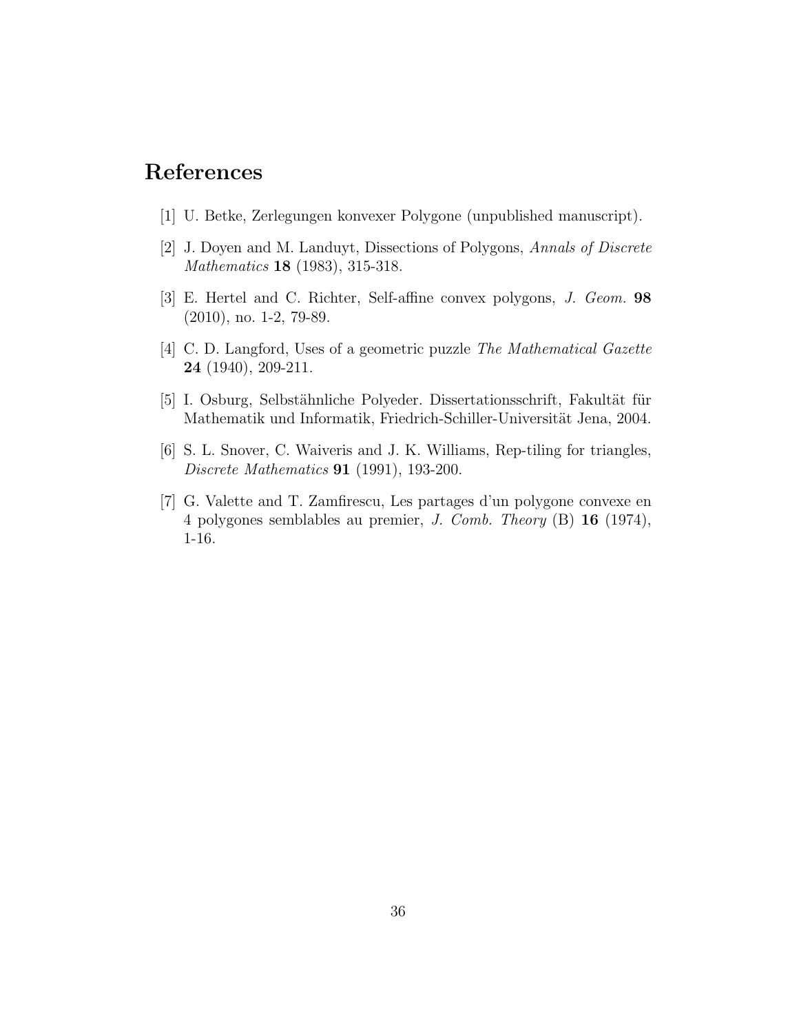# References

[1] U. Betke, Zerlegungen konvexer Polygone (unpublished manuscript).

[2] J. Doyen and M. Landuyt, Dissections of Polygons, *Annals of Discrete Mathematics* **18** (1983), 315-318.

[3] E. Hertel and C. Richter, Self-affine convex polygons, *J. Geom.* **98** (2010), no. 1-2, 79-89.

[4] C. D. Langford, Uses of a geometric puzzle *The Mathematical Gazette* **24** (1940), 209-211.

[5] I. Osburg, Selbstähnliche Polyeder. Dissertationsschrift, Fakultät für Mathematik und Informatik, Friedrich-Schiller-Universität Jena, 2004.

[6] S. L. Snover, C. Waiveris and J. K. Williams, Rep-tiling for triangles, *Discrete Mathematics* **91** (1991), 193-200.

[7] G. Valette and T. Zamfirescu, Les partages d'un polygone convexe en 4 polygones semblables au premier, *J. Comb. Theory* (B) **16** (1974), 1-16.